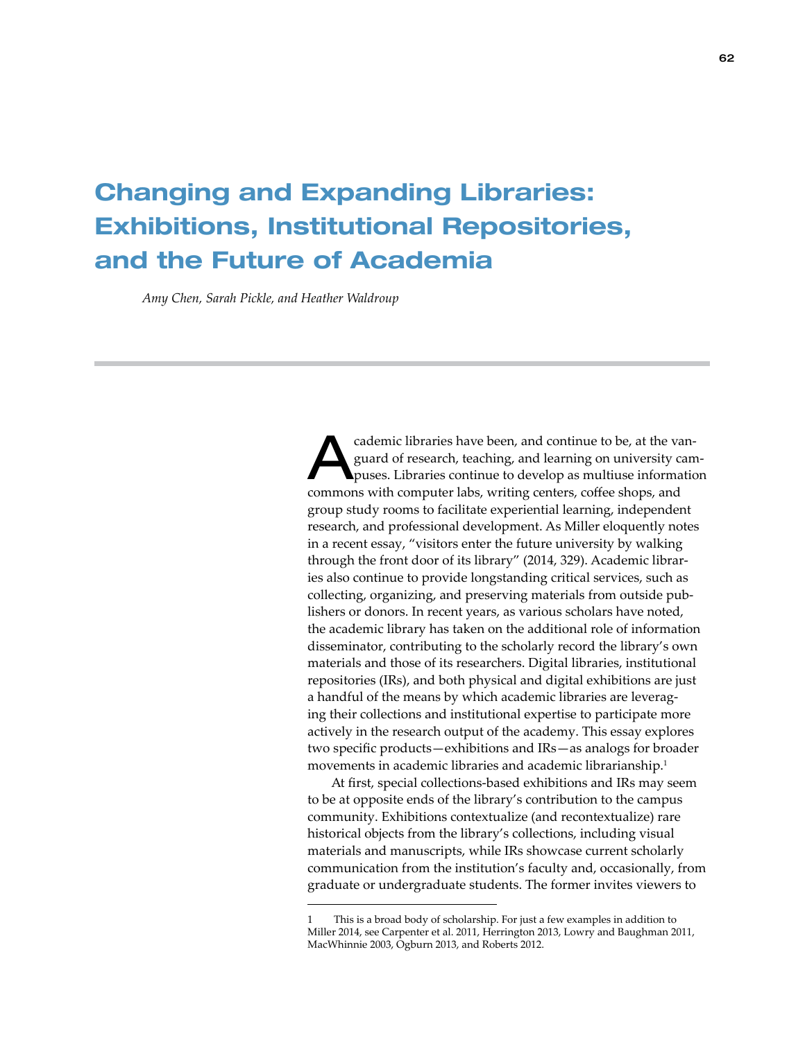# Changing and Expanding Libraries: Exhibitions, Institutional Repositories, and the Future of Academia

*Amy Chen, Sarah Pickle, and Heather Waldroup*

Academic libraries have been, and continue to be, at the vanguard of research, teaching, and learning on university campuses. Libraries continue to develop as multiuse information commons with computer labs, writing centers, coffee shops, and group study rooms to facilitate experiential learning, independent research, and professional development. As Miller eloquently notes in a recent essay, "visitors enter the future university by walking through the front door of its library" (2014, 329). Academic libraries also continue to provide longstanding critical services, such as collecting, organizing, and preserving materials from outside publishers or donors. In recent years, as various scholars have noted, the academic library has taken on the additional role of information disseminator, contributing to the scholarly record the library's own materials and those of its researchers. Digital libraries, institutional repositories (IRs), and both physical and digital exhibitions are just a handful of the means by which academic libraries are leveraging their collections and institutional expertise to participate more actively in the research output of the academy. This essay explores two specific products—exhibitions and IRs—as analogs for broader movements in academic libraries and academic librarianship.[1]

At first, special collections-based exhibitions and IRs may seem to be at opposite ends of the library's contribution to the campus community. Exhibitions contextualize (and recontextualize) rare historical objects from the library's collections, including visual materials and manuscripts, while IRs showcase current scholarly communication from the institution's faculty and, occasionally, from graduate or undergraduate students. The former invites viewers to

---

1 This is a broad body of scholarship. For just a few examples in addition to Miller 2014, see Carpenter et al. 2011, Herrington 2013, Lowry and Baughman 2011, MacWhinnie 2003, Ogburn 2013, and Roberts 2012.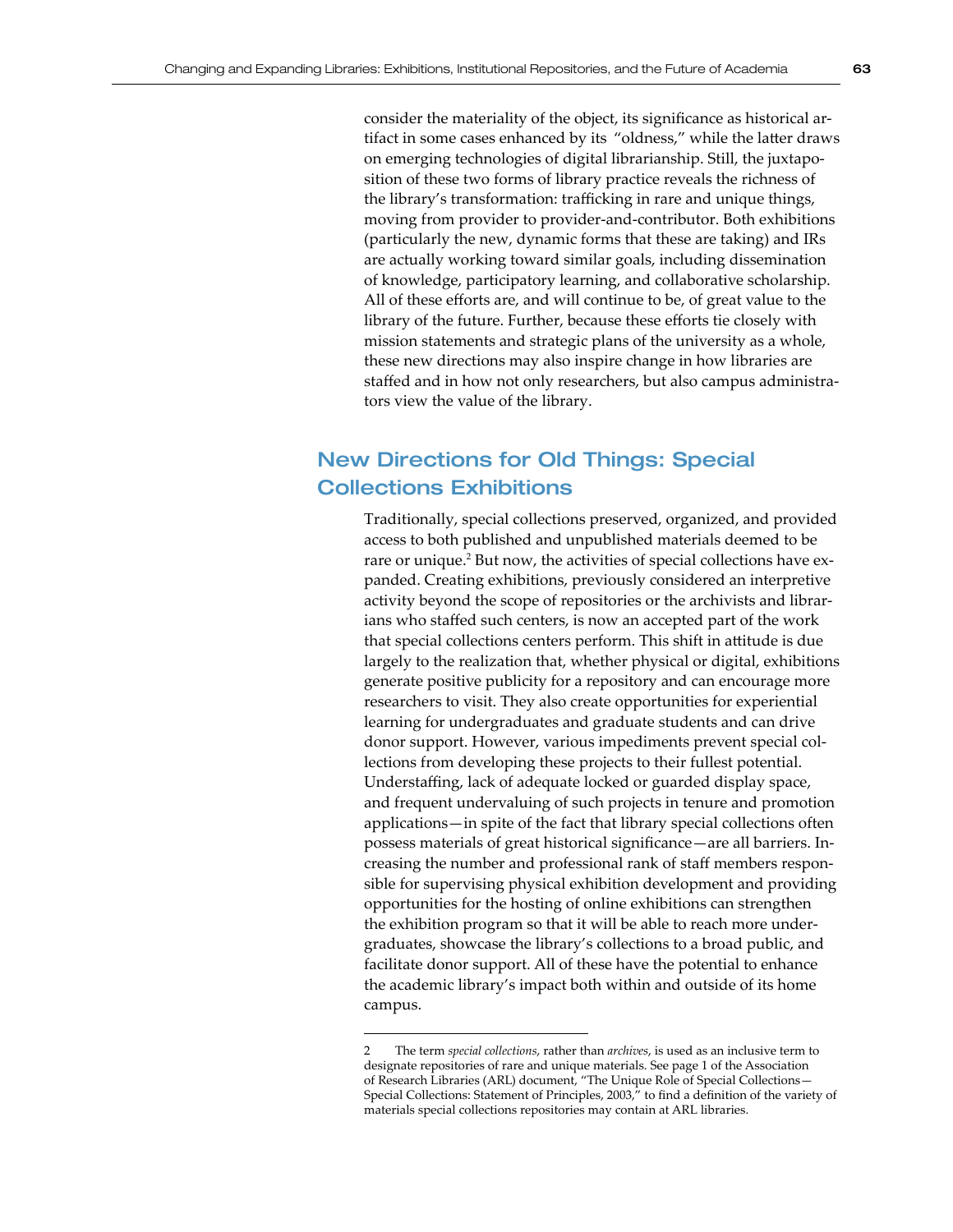consider the materiality of the object, its significance as historical artifact in some cases enhanced by its "oldness," while the latter draws on emerging technologies of digital librarianship. Still, the juxtaposition of these two forms of library practice reveals the richness of the library's transformation: trafficking in rare and unique things, moving from provider to provider-and-contributor. Both exhibitions (particularly the new, dynamic forms that these are taking) and IRs are actually working toward similar goals, including dissemination of knowledge, participatory learning, and collaborative scholarship. All of these efforts are, and will continue to be, of great value to the library of the future. Further, because these efforts tie closely with mission statements and strategic plans of the university as a whole, these new directions may also inspire change in how libraries are staffed and in how not only researchers, but also campus administrators view the value of the library.

## New Directions for Old Things: Special Collections Exhibitions

Traditionally, special collections preserved, organized, and provided access to both published and unpublished materials deemed to be rare or unique.[2] But now, the activities of special collections have expanded. Creating exhibitions, previously considered an interpretive activity beyond the scope of repositories or the archivists and librarians who staffed such centers, is now an accepted part of the work that special collections centers perform. This shift in attitude is due largely to the realization that, whether physical or digital, exhibitions generate positive publicity for a repository and can encourage more researchers to visit. They also create opportunities for experiential learning for undergraduates and graduate students and can drive donor support. However, various impediments prevent special collections from developing these projects to their fullest potential. Understaffing, lack of adequate locked or guarded display space, and frequent undervaluing of such projects in tenure and promotion applications—in spite of the fact that library special collections often possess materials of great historical significance—are all barriers. Increasing the number and professional rank of staff members responsible for supervising physical exhibition development and providing opportunities for the hosting of online exhibitions can strengthen the exhibition program so that it will be able to reach more undergraduates, showcase the library's collections to a broad public, and facilitate donor support. All of these have the potential to enhance the academic library's impact both within and outside of its home campus.

---

2 The term *special collections*, rather than *archives*, is used as an inclusive term to designate repositories of rare and unique materials. See page 1 of the Association of Research Libraries (ARL) document, "The Unique Role of Special Collections—Special Collections: Statement of Principles, 2003," to find a definition of the variety of materials special collections repositories may contain at ARL libraries.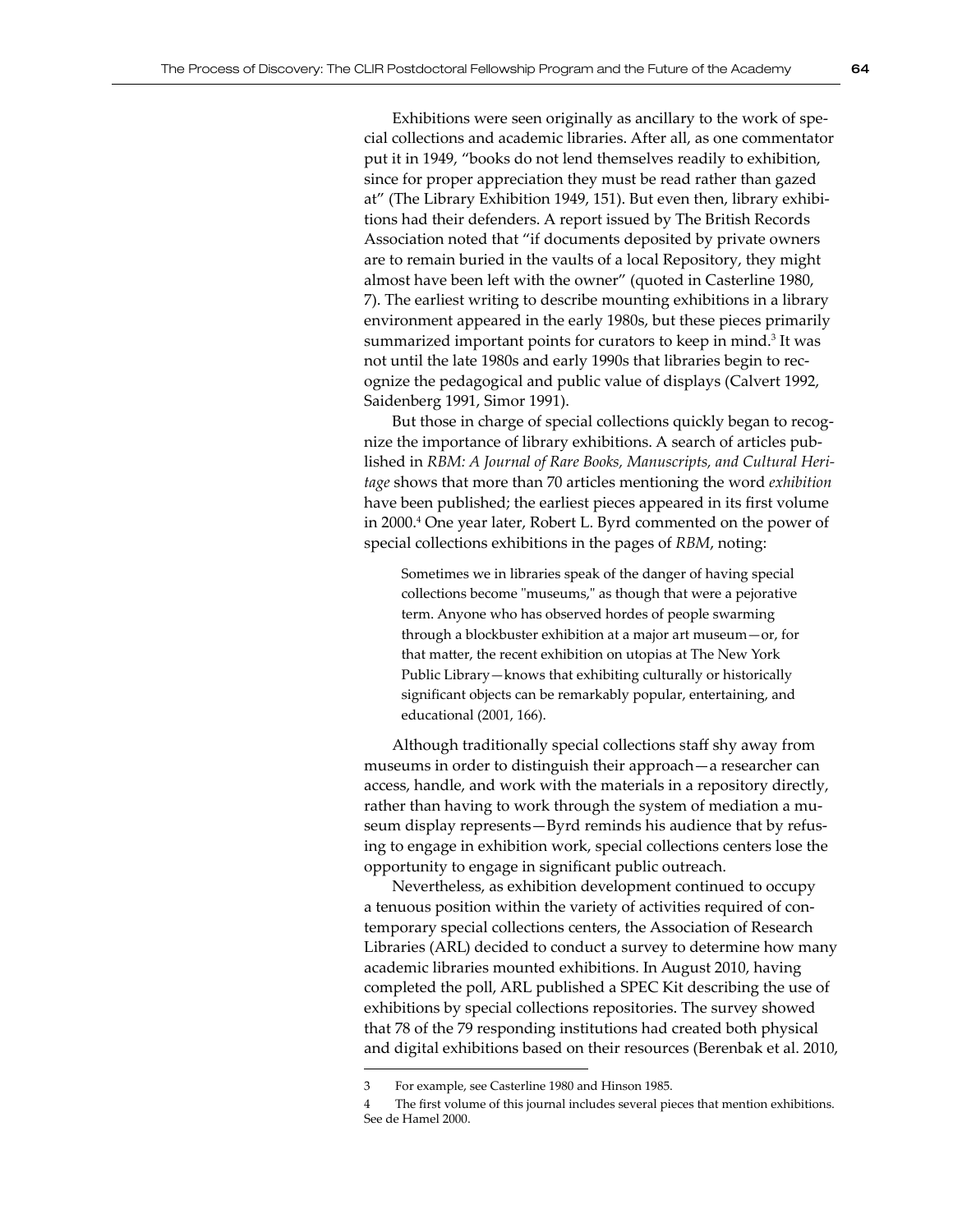Exhibitions were seen originally as ancillary to the work of special collections and academic libraries. After all, as one commentator put it in 1949, "books do not lend themselves readily to exhibition, since for proper appreciation they must be read rather than gazed at" (The Library Exhibition 1949, 151). But even then, library exhibitions had their defenders. A report issued by The British Records Association noted that "if documents deposited by private owners are to remain buried in the vaults of a local Repository, they might almost have been left with the owner" (quoted in Casterline 1980, 7). The earliest writing to describe mounting exhibitions in a library environment appeared in the early 1980s, but these pieces primarily summarized important points for curators to keep in mind.[3] It was not until the late 1980s and early 1990s that libraries begin to recognize the pedagogical and public value of displays (Calvert 1992, Saidenberg 1991, Simor 1991).

But those in charge of special collections quickly began to recognize the importance of library exhibitions. A search of articles published in *RBM: A Journal of Rare Books, Manuscripts, and Cultural Heritage* shows that more than 70 articles mentioning the word *exhibition* have been published; the earliest pieces appeared in its first volume in 2000.[4] One year later, Robert L. Byrd commented on the power of special collections exhibitions in the pages of *RBM*, noting:

> Sometimes we in libraries speak of the danger of having special collections become "museums," as though that were a pejorative term. Anyone who has observed hordes of people swarming through a blockbuster exhibition at a major art museum—or, for that matter, the recent exhibition on utopias at The New York Public Library—knows that exhibiting culturally or historically significant objects can be remarkably popular, entertaining, and educational (2001, 166).

Although traditionally special collections staff shy away from museums in order to distinguish their approach—a researcher can access, handle, and work with the materials in a repository directly, rather than having to work through the system of mediation a museum display represents—Byrd reminds his audience that by refusing to engage in exhibition work, special collections centers lose the opportunity to engage in significant public outreach.

Nevertheless, as exhibition development continued to occupy a tenuous position within the variety of activities required of contemporary special collections centers, the Association of Research Libraries (ARL) decided to conduct a survey to determine how many academic libraries mounted exhibitions. In August 2010, having completed the poll, ARL published a SPEC Kit describing the use of exhibitions by special collections repositories. The survey showed that 78 of the 79 responding institutions had created both physical and digital exhibitions based on their resources (Berenbak et al. 2010,

---

3 For example, see Casterline 1980 and Hinson 1985.

4 The first volume of this journal includes several pieces that mention exhibitions. See de Hamel 2000.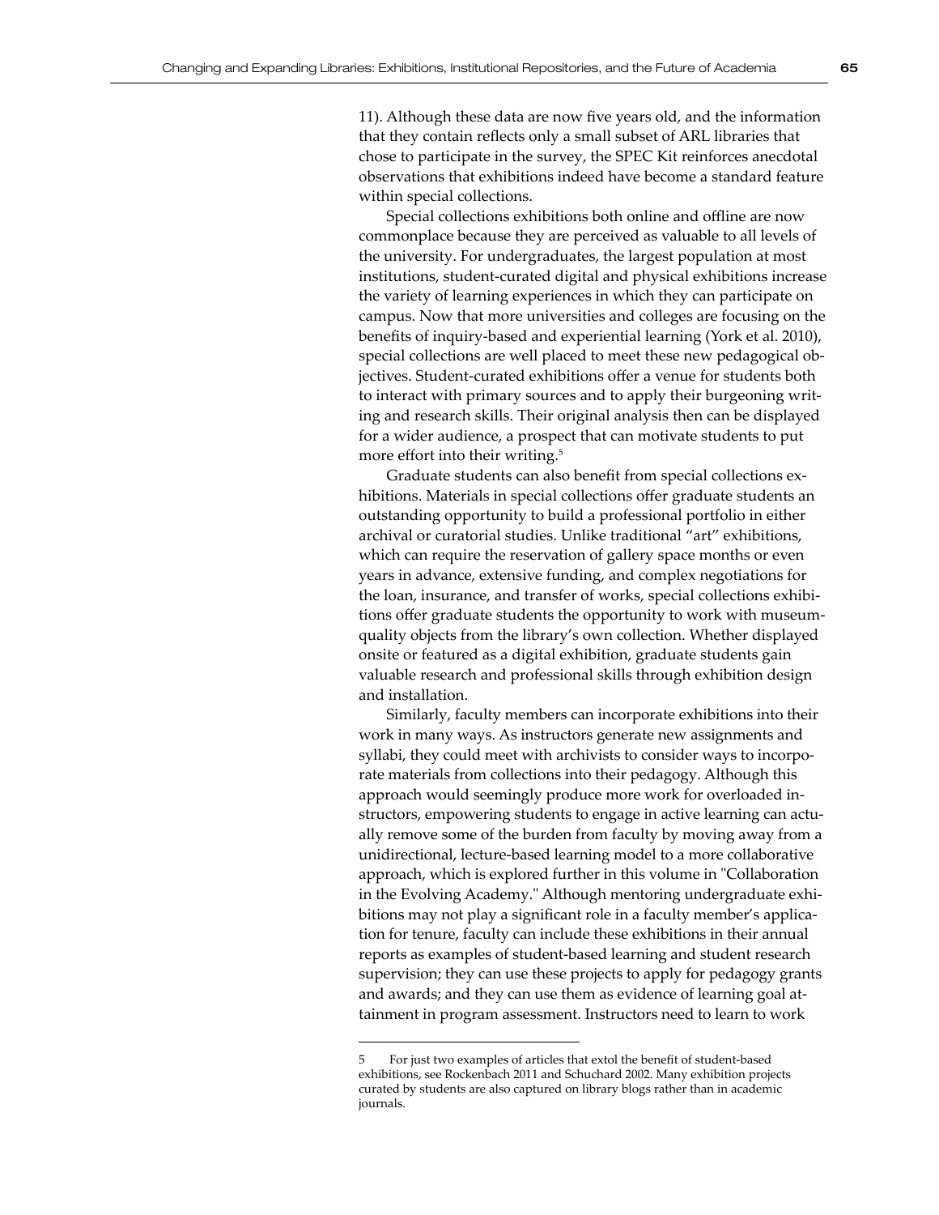11). Although these data are now five years old, and the information that they contain reflects only a small subset of ARL libraries that chose to participate in the survey, the SPEC Kit reinforces anecdotal observations that exhibitions indeed have become a standard feature within special collections.

Special collections exhibitions both online and offline are now commonplace because they are perceived as valuable to all levels of the university. For undergraduates, the largest population at most institutions, student-curated digital and physical exhibitions increase the variety of learning experiences in which they can participate on campus. Now that more universities and colleges are focusing on the benefits of inquiry-based and experiential learning (York et al. 2010), special collections are well placed to meet these new pedagogical objectives. Student-curated exhibitions offer a venue for students both to interact with primary sources and to apply their burgeoning writing and research skills. Their original analysis then can be displayed for a wider audience, a prospect that can motivate students to put more effort into their writing.[5]

Graduate students can also benefit from special collections exhibitions. Materials in special collections offer graduate students an outstanding opportunity to build a professional portfolio in either archival or curatorial studies. Unlike traditional "art" exhibitions, which can require the reservation of gallery space months or even years in advance, extensive funding, and complex negotiations for the loan, insurance, and transfer of works, special collections exhibitions offer graduate students the opportunity to work with museum-quality objects from the library's own collection. Whether displayed onsite or featured as a digital exhibition, graduate students gain valuable research and professional skills through exhibition design and installation.

Similarly, faculty members can incorporate exhibitions into their work in many ways. As instructors generate new assignments and syllabi, they could meet with archivists to consider ways to incorporate materials from collections into their pedagogy. Although this approach would seemingly produce more work for overloaded instructors, empowering students to engage in active learning can actually remove some of the burden from faculty by moving away from a unidirectional, lecture-based learning model to a more collaborative approach, which is explored further in this volume in "Collaboration in the Evolving Academy." Although mentoring undergraduate exhibitions may not play a significant role in a faculty member's application for tenure, faculty can include these exhibitions in their annual reports as examples of student-based learning and student research supervision; they can use these projects to apply for pedagogy grants and awards; and they can use them as evidence of learning goal attainment in program assessment. Instructors need to learn to work

---

5 For just two examples of articles that extol the benefit of student-based exhibitions, see Rockenbach 2011 and Schuchard 2002. Many exhibition projects curated by students are also captured on library blogs rather than in academic journals.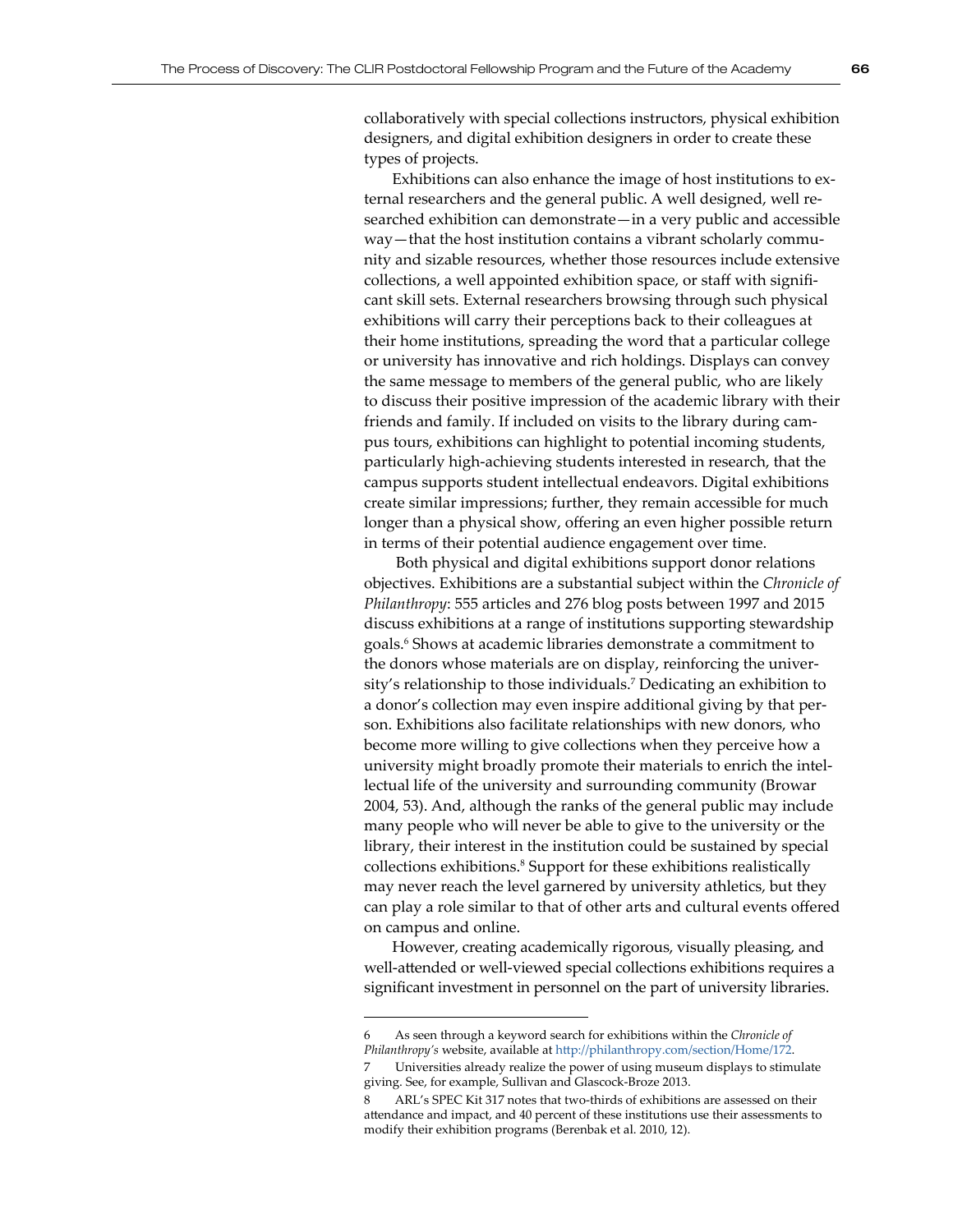collaboratively with special collections instructors, physical exhibition designers, and digital exhibition designers in order to create these types of projects.

Exhibitions can also enhance the image of host institutions to external researchers and the general public. A well designed, well researched exhibition can demonstrate—in a very public and accessible way—that the host institution contains a vibrant scholarly community and sizable resources, whether those resources include extensive collections, a well appointed exhibition space, or staff with significant skill sets. External researchers browsing through such physical exhibitions will carry their perceptions back to their colleagues at their home institutions, spreading the word that a particular college or university has innovative and rich holdings. Displays can convey the same message to members of the general public, who are likely to discuss their positive impression of the academic library with their friends and family. If included on visits to the library during campus tours, exhibitions can highlight to potential incoming students, particularly high-achieving students interested in research, that the campus supports student intellectual endeavors. Digital exhibitions create similar impressions; further, they remain accessible for much longer than a physical show, offering an even higher possible return in terms of their potential audience engagement over time.

Both physical and digital exhibitions support donor relations objectives. Exhibitions are a substantial subject within the *Chronicle of Philanthropy*: 555 articles and 276 blog posts between 1997 and 2015 discuss exhibitions at a range of institutions supporting stewardship goals.[6] Shows at academic libraries demonstrate a commitment to the donors whose materials are on display, reinforcing the university's relationship to those individuals.[7] Dedicating an exhibition to a donor's collection may even inspire additional giving by that person. Exhibitions also facilitate relationships with new donors, who become more willing to give collections when they perceive how a university might broadly promote their materials to enrich the intellectual life of the university and surrounding community (Browar 2004, 53). And, although the ranks of the general public may include many people who will never be able to give to the university or the library, their interest in the institution could be sustained by special collections exhibitions.[8] Support for these exhibitions realistically may never reach the level garnered by university athletics, but they can play a role similar to that of other arts and cultural events offered on campus and online.

However, creating academically rigorous, visually pleasing, and well-attended or well-viewed special collections exhibitions requires a significant investment in personnel on the part of university libraries.

---

6 As seen through a keyword search for exhibitions within the *Chronicle of Philanthropy's* website, available at http://philanthropy.com/section/Home/172.

7 Universities already realize the power of using museum displays to stimulate giving. See, for example, Sullivan and Glascock-Broze 2013.

8 ARL's SPEC Kit 317 notes that two-thirds of exhibitions are assessed on their attendance and impact, and 40 percent of these institutions use their assessments to modify their exhibition programs (Berenbak et al. 2010, 12).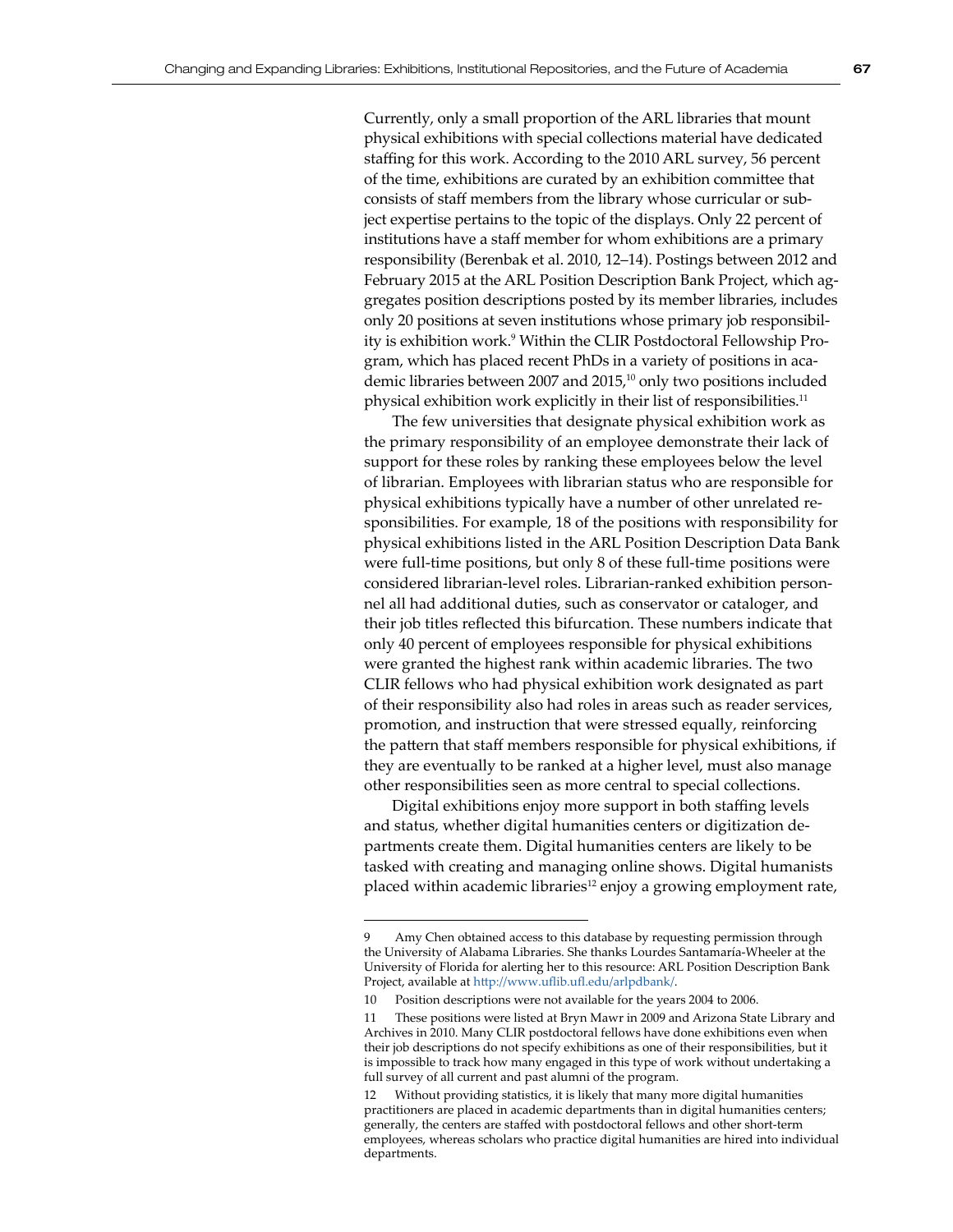Currently, only a small proportion of the ARL libraries that mount physical exhibitions with special collections material have dedicated staffing for this work. According to the 2010 ARL survey, 56 percent of the time, exhibitions are curated by an exhibition committee that consists of staff members from the library whose curricular or subject expertise pertains to the topic of the displays. Only 22 percent of institutions have a staff member for whom exhibitions are a primary responsibility (Berenbak et al. 2010, 12–14). Postings between 2012 and February 2015 at the ARL Position Description Bank Project, which aggregates position descriptions posted by its member libraries, includes only 20 positions at seven institutions whose primary job responsibility is exhibition work.[9] Within the CLIR Postdoctoral Fellowship Program, which has placed recent PhDs in a variety of positions in academic libraries between 2007 and 2015,[10] only two positions included physical exhibition work explicitly in their list of responsibilities.[11]

The few universities that designate physical exhibition work as the primary responsibility of an employee demonstrate their lack of support for these roles by ranking these employees below the level of librarian. Employees with librarian status who are responsible for physical exhibitions typically have a number of other unrelated responsibilities. For example, 18 of the positions with responsibility for physical exhibitions listed in the ARL Position Description Data Bank were full-time positions, but only 8 of these full-time positions were considered librarian-level roles. Librarian-ranked exhibition personnel all had additional duties, such as conservator or cataloger, and their job titles reflected this bifurcation. These numbers indicate that only 40 percent of employees responsible for physical exhibitions were granted the highest rank within academic libraries. The two CLIR fellows who had physical exhibition work designated as part of their responsibility also had roles in areas such as reader services, promotion, and instruction that were stressed equally, reinforcing the pattern that staff members responsible for physical exhibitions, if they are eventually to be ranked at a higher level, must also manage other responsibilities seen as more central to special collections.

Digital exhibitions enjoy more support in both staffing levels and status, whether digital humanities centers or digitization departments create them. Digital humanities centers are likely to be tasked with creating and managing online shows. Digital humanists placed within academic libraries[12] enjoy a growing employment rate,

---

9 Amy Chen obtained access to this database by requesting permission through the University of Alabama Libraries. She thanks Lourdes Santamaría-Wheeler at the University of Florida for alerting her to this resource: ARL Position Description Bank Project, available at http://www.uflib.ufl.edu/arlpdbank/.

10 Position descriptions were not available for the years 2004 to 2006.

11 These positions were listed at Bryn Mawr in 2009 and Arizona State Library and Archives in 2010. Many CLIR postdoctoral fellows have done exhibitions even when their job descriptions do not specify exhibitions as one of their responsibilities, but it is impossible to track how many engaged in this type of work without undertaking a full survey of all current and past alumni of the program.

12 Without providing statistics, it is likely that many more digital humanities practitioners are placed in academic departments than in digital humanities centers; generally, the centers are staffed with postdoctoral fellows and other short-term employees, whereas scholars who practice digital humanities are hired into individual departments.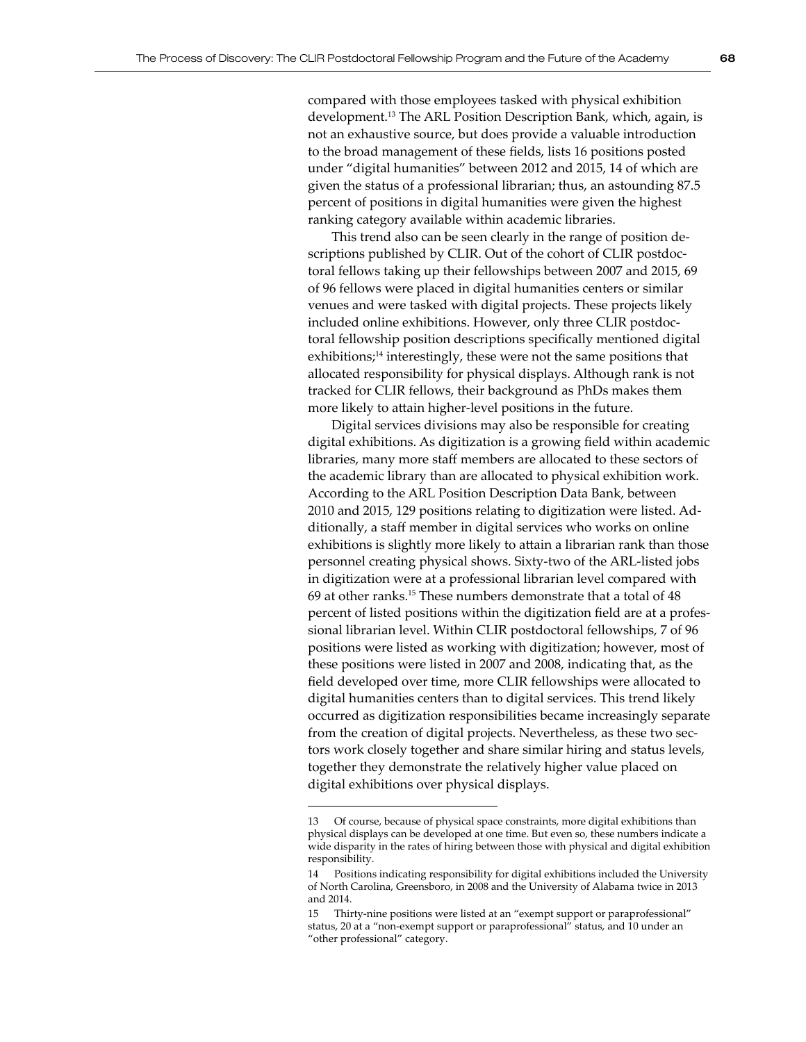compared with those employees tasked with physical exhibition development.[13] The ARL Position Description Bank, which, again, is not an exhaustive source, but does provide a valuable introduction to the broad management of these fields, lists 16 positions posted under "digital humanities" between 2012 and 2015, 14 of which are given the status of a professional librarian; thus, an astounding 87.5 percent of positions in digital humanities were given the highest ranking category available within academic libraries.

This trend also can be seen clearly in the range of position descriptions published by CLIR. Out of the cohort of CLIR postdoctoral fellows taking up their fellowships between 2007 and 2015, 69 of 96 fellows were placed in digital humanities centers or similar venues and were tasked with digital projects. These projects likely included online exhibitions. However, only three CLIR postdoctoral fellowship position descriptions specifically mentioned digital exhibitions;[14] interestingly, these were not the same positions that allocated responsibility for physical displays. Although rank is not tracked for CLIR fellows, their background as PhDs makes them more likely to attain higher-level positions in the future.

Digital services divisions may also be responsible for creating digital exhibitions. As digitization is a growing field within academic libraries, many more staff members are allocated to these sectors of the academic library than are allocated to physical exhibition work. According to the ARL Position Description Data Bank, between 2010 and 2015, 129 positions relating to digitization were listed. Additionally, a staff member in digital services who works on online exhibitions is slightly more likely to attain a librarian rank than those personnel creating physical shows. Sixty-two of the ARL-listed jobs in digitization were at a professional librarian level compared with 69 at other ranks.[15] These numbers demonstrate that a total of 48 percent of listed positions within the digitization field are at a professional librarian level. Within CLIR postdoctoral fellowships, 7 of 96 positions were listed as working with digitization; however, most of these positions were listed in 2007 and 2008, indicating that, as the field developed over time, more CLIR fellowships were allocated to digital humanities centers than to digital services. This trend likely occurred as digitization responsibilities became increasingly separate from the creation of digital projects. Nevertheless, as these two sectors work closely together and share similar hiring and status levels, together they demonstrate the relatively higher value placed on digital exhibitions over physical displays.

---

13 Of course, because of physical space constraints, more digital exhibitions than physical displays can be developed at one time. But even so, these numbers indicate a wide disparity in the rates of hiring between those with physical and digital exhibition responsibility.

14 Positions indicating responsibility for digital exhibitions included the University of North Carolina, Greensboro, in 2008 and the University of Alabama twice in 2013 and 2014.

15 Thirty-nine positions were listed at an "exempt support or paraprofessional" status, 20 at a "non-exempt support or paraprofessional" status, and 10 under an "other professional" category.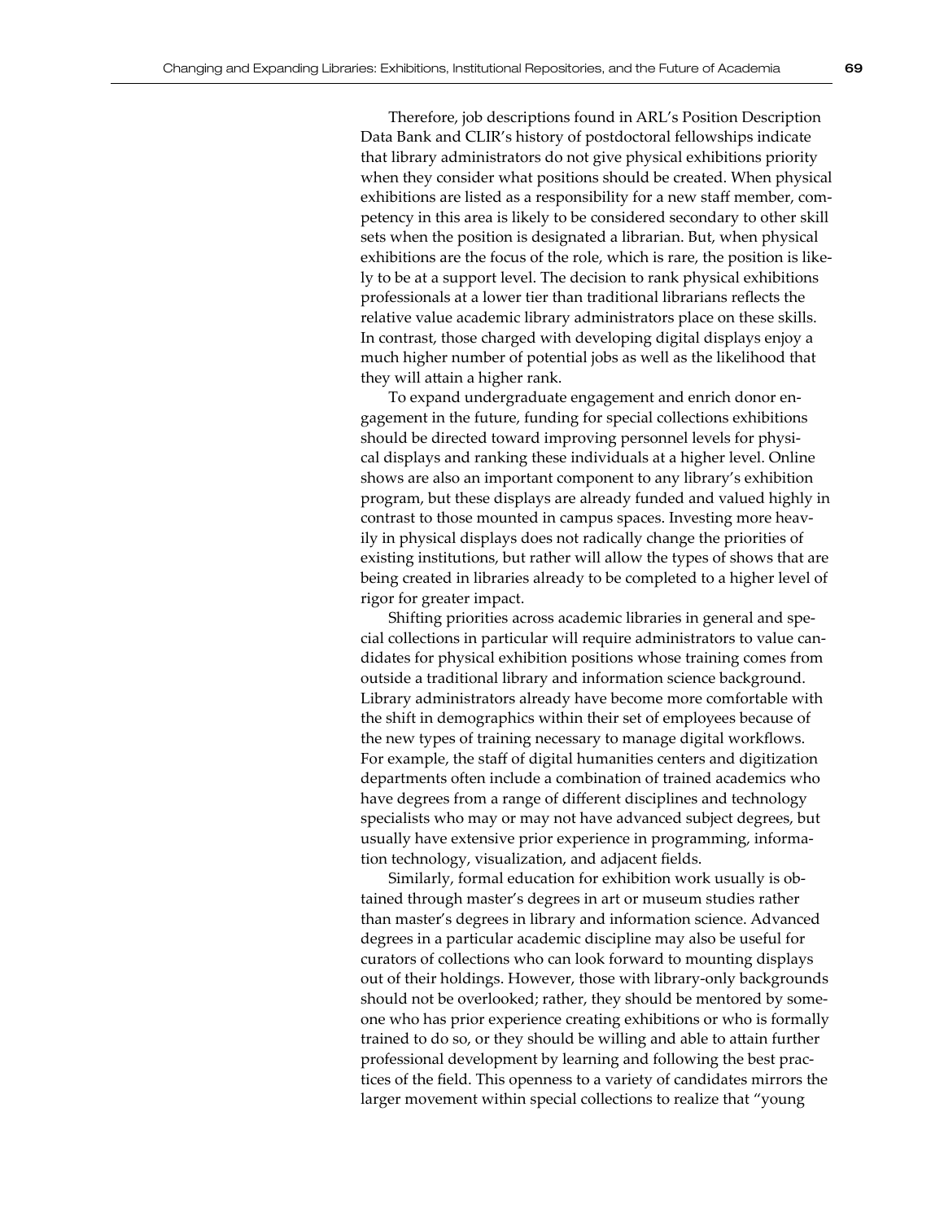Therefore, job descriptions found in ARL's Position Description Data Bank and CLIR's history of postdoctoral fellowships indicate that library administrators do not give physical exhibitions priority when they consider what positions should be created. When physical exhibitions are listed as a responsibility for a new staff member, competency in this area is likely to be considered secondary to other skill sets when the position is designated a librarian. But, when physical exhibitions are the focus of the role, which is rare, the position is likely to be at a support level. The decision to rank physical exhibitions professionals at a lower tier than traditional librarians reflects the relative value academic library administrators place on these skills. In contrast, those charged with developing digital displays enjoy a much higher number of potential jobs as well as the likelihood that they will attain a higher rank.

To expand undergraduate engagement and enrich donor engagement in the future, funding for special collections exhibitions should be directed toward improving personnel levels for physical displays and ranking these individuals at a higher level. Online shows are also an important component to any library's exhibition program, but these displays are already funded and valued highly in contrast to those mounted in campus spaces. Investing more heavily in physical displays does not radically change the priorities of existing institutions, but rather will allow the types of shows that are being created in libraries already to be completed to a higher level of rigor for greater impact.

Shifting priorities across academic libraries in general and special collections in particular will require administrators to value candidates for physical exhibition positions whose training comes from outside a traditional library and information science background. Library administrators already have become more comfortable with the shift in demographics within their set of employees because of the new types of training necessary to manage digital workflows. For example, the staff of digital humanities centers and digitization departments often include a combination of trained academics who have degrees from a range of different disciplines and technology specialists who may or may not have advanced subject degrees, but usually have extensive prior experience in programming, information technology, visualization, and adjacent fields.

Similarly, formal education for exhibition work usually is obtained through master's degrees in art or museum studies rather than master's degrees in library and information science. Advanced degrees in a particular academic discipline may also be useful for curators of collections who can look forward to mounting displays out of their holdings. However, those with library-only backgrounds should not be overlooked; rather, they should be mentored by someone who has prior experience creating exhibitions or who is formally trained to do so, or they should be willing and able to attain further professional development by learning and following the best practices of the field. This openness to a variety of candidates mirrors the larger movement within special collections to realize that "young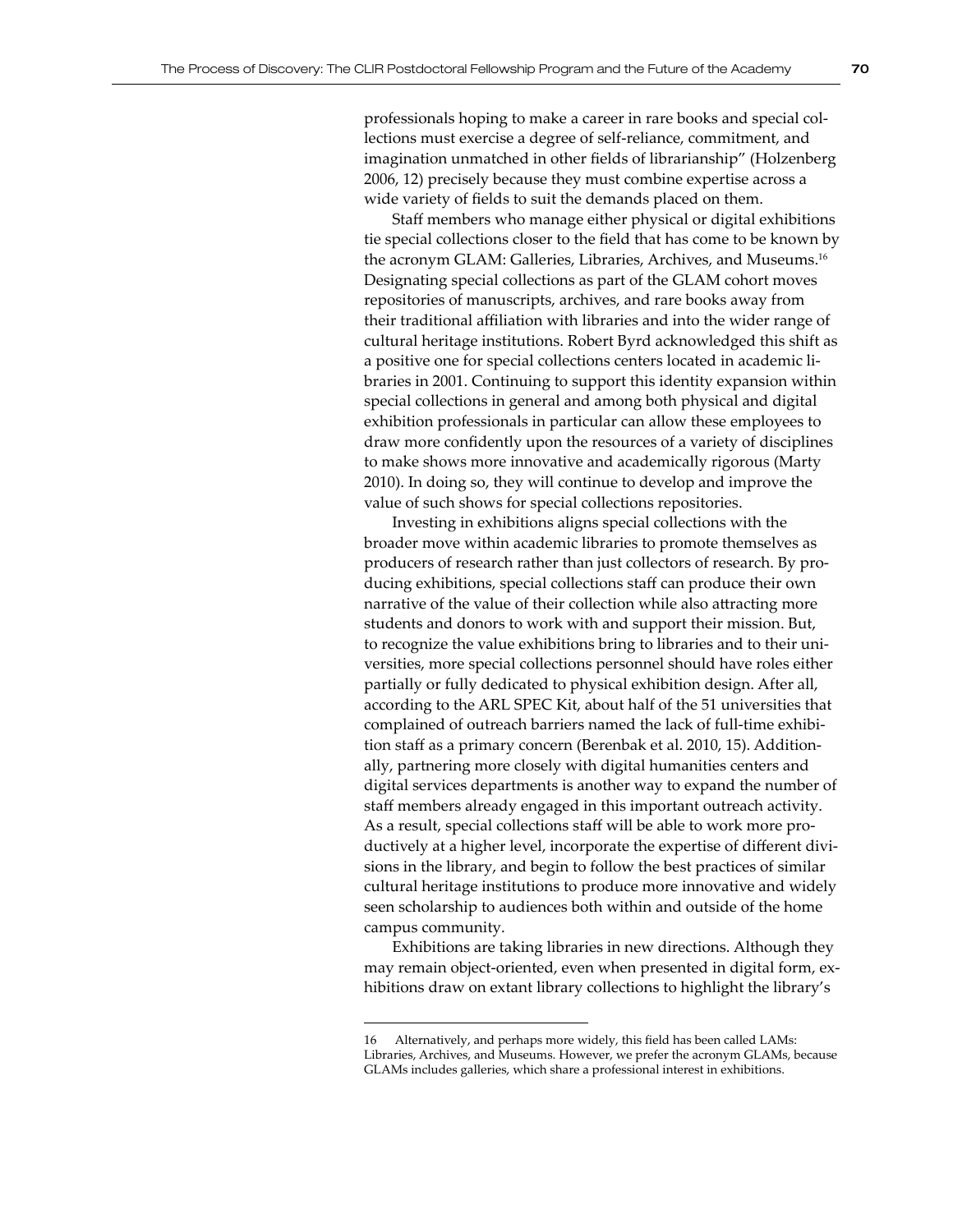professionals hoping to make a career in rare books and special collections must exercise a degree of self-reliance, commitment, and imagination unmatched in other fields of librarianship" (Holzenberg 2006, 12) precisely because they must combine expertise across a wide variety of fields to suit the demands placed on them.

Staff members who manage either physical or digital exhibitions tie special collections closer to the field that has come to be known by the acronym GLAM: Galleries, Libraries, Archives, and Museums.[16] Designating special collections as part of the GLAM cohort moves repositories of manuscripts, archives, and rare books away from their traditional affiliation with libraries and into the wider range of cultural heritage institutions. Robert Byrd acknowledged this shift as a positive one for special collections centers located in academic libraries in 2001. Continuing to support this identity expansion within special collections in general and among both physical and digital exhibition professionals in particular can allow these employees to draw more confidently upon the resources of a variety of disciplines to make shows more innovative and academically rigorous (Marty 2010). In doing so, they will continue to develop and improve the value of such shows for special collections repositories.

Investing in exhibitions aligns special collections with the broader move within academic libraries to promote themselves as producers of research rather than just collectors of research. By producing exhibitions, special collections staff can produce their own narrative of the value of their collection while also attracting more students and donors to work with and support their mission. But, to recognize the value exhibitions bring to libraries and to their universities, more special collections personnel should have roles either partially or fully dedicated to physical exhibition design. After all, according to the ARL SPEC Kit, about half of the 51 universities that complained of outreach barriers named the lack of full-time exhibition staff as a primary concern (Berenbak et al. 2010, 15). Additionally, partnering more closely with digital humanities centers and digital services departments is another way to expand the number of staff members already engaged in this important outreach activity. As a result, special collections staff will be able to work more productively at a higher level, incorporate the expertise of different divisions in the library, and begin to follow the best practices of similar cultural heritage institutions to produce more innovative and widely seen scholarship to audiences both within and outside of the home campus community.

Exhibitions are taking libraries in new directions. Although they may remain object-oriented, even when presented in digital form, exhibitions draw on extant library collections to highlight the library's

---

16 Alternatively, and perhaps more widely, this field has been called LAMs: Libraries, Archives, and Museums. However, we prefer the acronym GLAMs, because GLAMs includes galleries, which share a professional interest in exhibitions.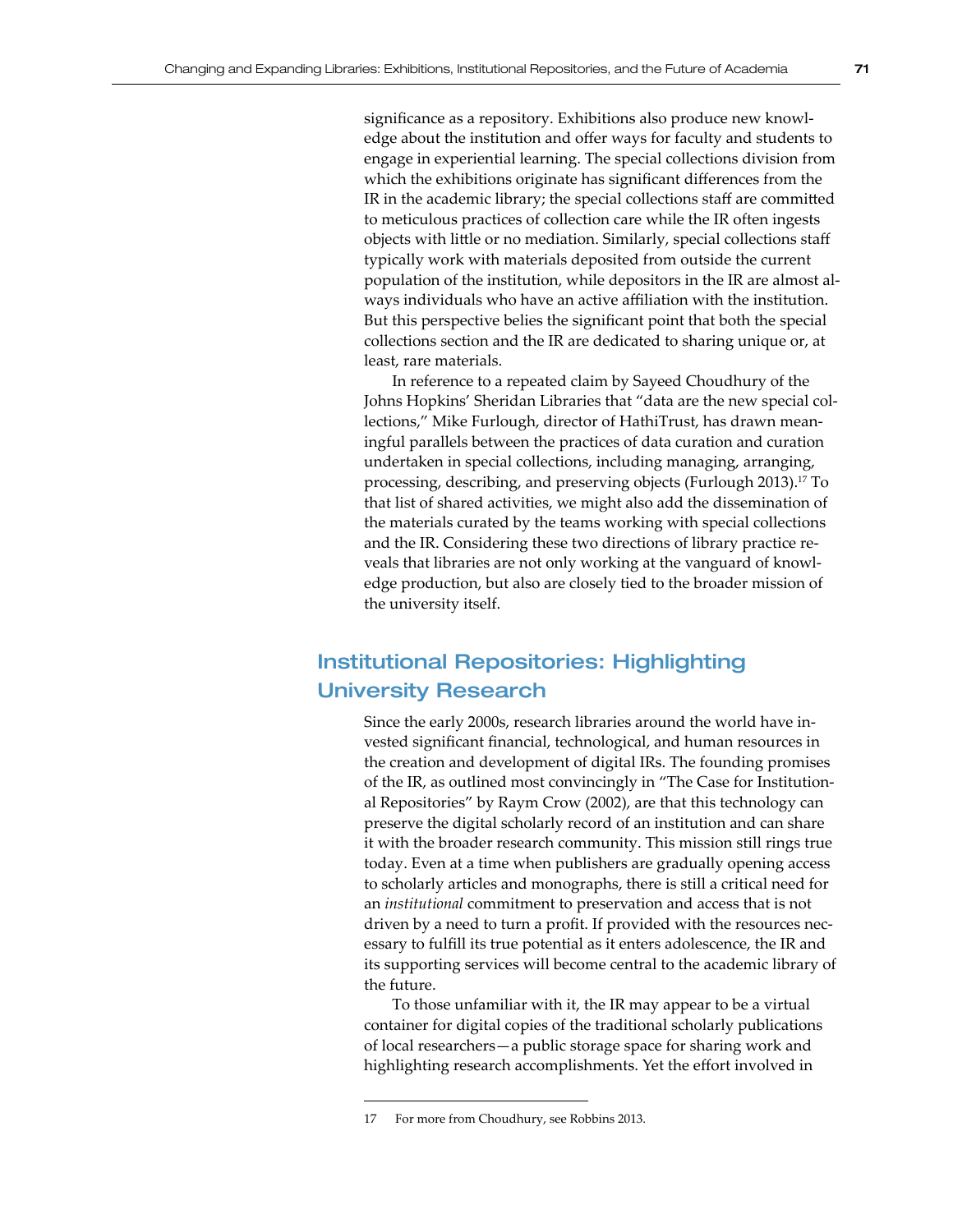significance as a repository. Exhibitions also produce new knowledge about the institution and offer ways for faculty and students to engage in experiential learning. The special collections division from which the exhibitions originate has significant differences from the IR in the academic library; the special collections staff are committed to meticulous practices of collection care while the IR often ingests objects with little or no mediation. Similarly, special collections staff typically work with materials deposited from outside the current population of the institution, while depositors in the IR are almost always individuals who have an active affiliation with the institution. But this perspective belies the significant point that both the special collections section and the IR are dedicated to sharing unique or, at least, rare materials.

In reference to a repeated claim by Sayeed Choudhury of the Johns Hopkins' Sheridan Libraries that "data are the new special collections," Mike Furlough, director of HathiTrust, has drawn meaningful parallels between the practices of data curation and curation undertaken in special collections, including managing, arranging, processing, describing, and preserving objects (Furlough 2013).[17] To that list of shared activities, we might also add the dissemination of the materials curated by the teams working with special collections and the IR. Considering these two directions of library practice reveals that libraries are not only working at the vanguard of knowledge production, but also are closely tied to the broader mission of the university itself.

## Institutional Repositories: Highlighting University Research

Since the early 2000s, research libraries around the world have invested significant financial, technological, and human resources in the creation and development of digital IRs. The founding promises of the IR, as outlined most convincingly in "The Case for Institutional Repositories" by Raym Crow (2002), are that this technology can preserve the digital scholarly record of an institution and can share it with the broader research community. This mission still rings true today. Even at a time when publishers are gradually opening access to scholarly articles and monographs, there is still a critical need for an *institutional* commitment to preservation and access that is not driven by a need to turn a profit. If provided with the resources necessary to fulfill its true potential as it enters adolescence, the IR and its supporting services will become central to the academic library of the future.

To those unfamiliar with it, the IR may appear to be a virtual container for digital copies of the traditional scholarly publications of local researchers—a public storage space for sharing work and highlighting research accomplishments. Yet the effort involved in

---

17 For more from Choudhury, see Robbins 2013.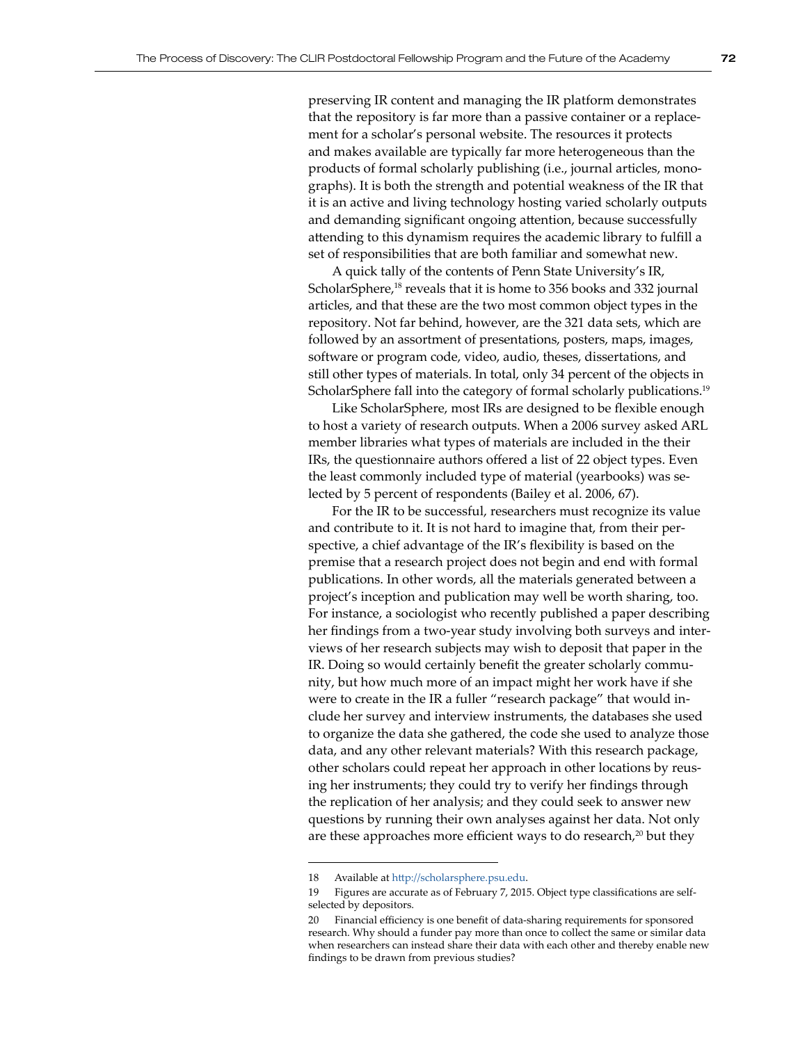preserving IR content and managing the IR platform demonstrates that the repository is far more than a passive container or a replacement for a scholar's personal website. The resources it protects and makes available are typically far more heterogeneous than the products of formal scholarly publishing (i.e., journal articles, monographs). It is both the strength and potential weakness of the IR that it is an active and living technology hosting varied scholarly outputs and demanding significant ongoing attention, because successfully attending to this dynamism requires the academic library to fulfill a set of responsibilities that are both familiar and somewhat new.

A quick tally of the contents of Penn State University's IR, ScholarSphere,[18] reveals that it is home to 356 books and 332 journal articles, and that these are the two most common object types in the repository. Not far behind, however, are the 321 data sets, which are followed by an assortment of presentations, posters, maps, images, software or program code, video, audio, theses, dissertations, and still other types of materials. In total, only 34 percent of the objects in ScholarSphere fall into the category of formal scholarly publications.[19]

Like ScholarSphere, most IRs are designed to be flexible enough to host a variety of research outputs. When a 2006 survey asked ARL member libraries what types of materials are included in the their IRs, the questionnaire authors offered a list of 22 object types. Even the least commonly included type of material (yearbooks) was selected by 5 percent of respondents (Bailey et al. 2006, 67).

For the IR to be successful, researchers must recognize its value and contribute to it. It is not hard to imagine that, from their perspective, a chief advantage of the IR's flexibility is based on the premise that a research project does not begin and end with formal publications. In other words, all the materials generated between a project's inception and publication may well be worth sharing, too. For instance, a sociologist who recently published a paper describing her findings from a two-year study involving both surveys and interviews of her research subjects may wish to deposit that paper in the IR. Doing so would certainly benefit the greater scholarly community, but how much more of an impact might her work have if she were to create in the IR a fuller "research package" that would include her survey and interview instruments, the databases she used to organize the data she gathered, the code she used to analyze those data, and any other relevant materials? With this research package, other scholars could repeat her approach in other locations by reusing her instruments; they could try to verify her findings through the replication of her analysis; and they could seek to answer new questions by running their own analyses against her data. Not only are these approaches more efficient ways to do research,[20] but they

---

18 Available at http://scholarsphere.psu.edu.

19 Figures are accurate as of February 7, 2015. Object type classifications are self-selected by depositors.

20 Financial efficiency is one benefit of data-sharing requirements for sponsored research. Why should a funder pay more than once to collect the same or similar data when researchers can instead share their data with each other and thereby enable new findings to be drawn from previous studies?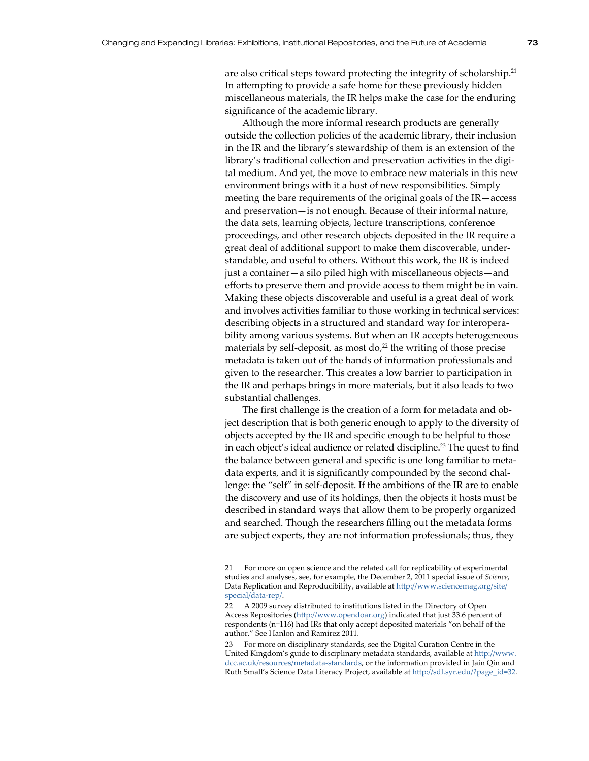are also critical steps toward protecting the integrity of scholarship.[21] In attempting to provide a safe home for these previously hidden miscellaneous materials, the IR helps make the case for the enduring significance of the academic library.

Although the more informal research products are generally outside the collection policies of the academic library, their inclusion in the IR and the library's stewardship of them is an extension of the library's traditional collection and preservation activities in the digital medium. And yet, the move to embrace new materials in this new environment brings with it a host of new responsibilities. Simply meeting the bare requirements of the original goals of the IR—access and preservation—is not enough. Because of their informal nature, the data sets, learning objects, lecture transcriptions, conference proceedings, and other research objects deposited in the IR require a great deal of additional support to make them discoverable, understandable, and useful to others. Without this work, the IR is indeed just a container—a silo piled high with miscellaneous objects—and efforts to preserve them and provide access to them might be in vain. Making these objects discoverable and useful is a great deal of work and involves activities familiar to those working in technical services: describing objects in a structured and standard way for interoperability among various systems. But when an IR accepts heterogeneous materials by self-deposit, as most do,[22] the writing of those precise metadata is taken out of the hands of information professionals and given to the researcher. This creates a low barrier to participation in the IR and perhaps brings in more materials, but it also leads to two substantial challenges.

The first challenge is the creation of a form for metadata and object description that is both generic enough to apply to the diversity of objects accepted by the IR and specific enough to be helpful to those in each object's ideal audience or related discipline.[23] The quest to find the balance between general and specific is one long familiar to metadata experts, and it is significantly compounded by the second challenge: the "self" in self-deposit. If the ambitions of the IR are to enable the discovery and use of its holdings, then the objects it hosts must be described in standard ways that allow them to be properly organized and searched. Though the researchers filling out the metadata forms are subject experts, they are not information professionals; thus, they

---

21 For more on open science and the related call for replicability of experimental studies and analyses, see, for example, the December 2, 2011 special issue of *Science*, Data Replication and Reproducibility, available at http://www.sciencemag.org/site/special/data-rep/.

22 A 2009 survey distributed to institutions listed in the Directory of Open Access Repositories (http://www.opendoar.org) indicated that just 33.6 percent of respondents (n=116) had IRs that only accept deposited materials "on behalf of the author." See Hanlon and Ramirez 2011.

23 For more on disciplinary standards, see the Digital Curation Centre in the United Kingdom's guide to disciplinary metadata standards, available at http://www.dcc.ac.uk/resources/metadata-standards, or the information provided in Jain Qin and Ruth Small's Science Data Literacy Project, available at http://sdl.syr.edu/?page_id=32.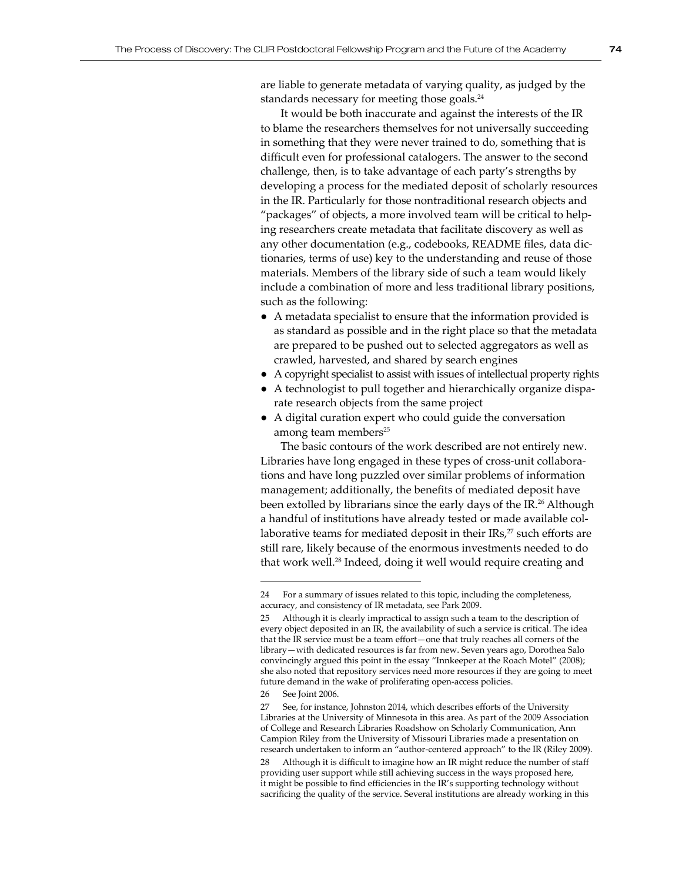are liable to generate metadata of varying quality, as judged by the standards necessary for meeting those goals.[24]

It would be both inaccurate and against the interests of the IR to blame the researchers themselves for not universally succeeding in something that they were never trained to do, something that is difficult even for professional catalogers. The answer to the second challenge, then, is to take advantage of each party's strengths by developing a process for the mediated deposit of scholarly resources in the IR. Particularly for those nontraditional research objects and "packages" of objects, a more involved team will be critical to helping researchers create metadata that facilitate discovery as well as any other documentation (e.g., codebooks, README files, data dictionaries, terms of use) key to the understanding and reuse of those materials. Members of the library side of such a team would likely include a combination of more and less traditional library positions, such as the following:

- A metadata specialist to ensure that the information provided is as standard as possible and in the right place so that the metadata are prepared to be pushed out to selected aggregators as well as crawled, harvested, and shared by search engines
- A copyright specialist to assist with issues of intellectual property rights
- A technologist to pull together and hierarchically organize disparate research objects from the same project
- A digital curation expert who could guide the conversation among team members[25]

The basic contours of the work described are not entirely new. Libraries have long engaged in these types of cross-unit collaborations and have long puzzled over similar problems of information management; additionally, the benefits of mediated deposit have been extolled by librarians since the early days of the IR.[26] Although a handful of institutions have already tested or made available collaborative teams for mediated deposit in their IRs,[27] such efforts are still rare, likely because of the enormous investments needed to do that work well.[28] Indeed, doing it well would require creating and

---

24 For a summary of issues related to this topic, including the completeness, accuracy, and consistency of IR metadata, see Park 2009.

25 Although it is clearly impractical to assign such a team to the description of every object deposited in an IR, the availability of such a service is critical. The idea that the IR service must be a team effort—one that truly reaches all corners of the library—with dedicated resources is far from new. Seven years ago, Dorothea Salo convincingly argued this point in the essay "Innkeeper at the Roach Motel" (2008); she also noted that repository services need more resources if they are going to meet future demand in the wake of proliferating open-access policies.

26 See Joint 2006.

27 See, for instance, Johnston 2014, which describes efforts of the University Libraries at the University of Minnesota in this area. As part of the 2009 Association of College and Research Libraries Roadshow on Scholarly Communication, Ann Campion Riley from the University of Missouri Libraries made a presentation on research undertaken to inform an "author-centered approach" to the IR (Riley 2009).

28 Although it is difficult to imagine how an IR might reduce the number of staff providing user support while still achieving success in the ways proposed here, it might be possible to find efficiencies in the IR's supporting technology without sacrificing the quality of the service. Several institutions are already working in this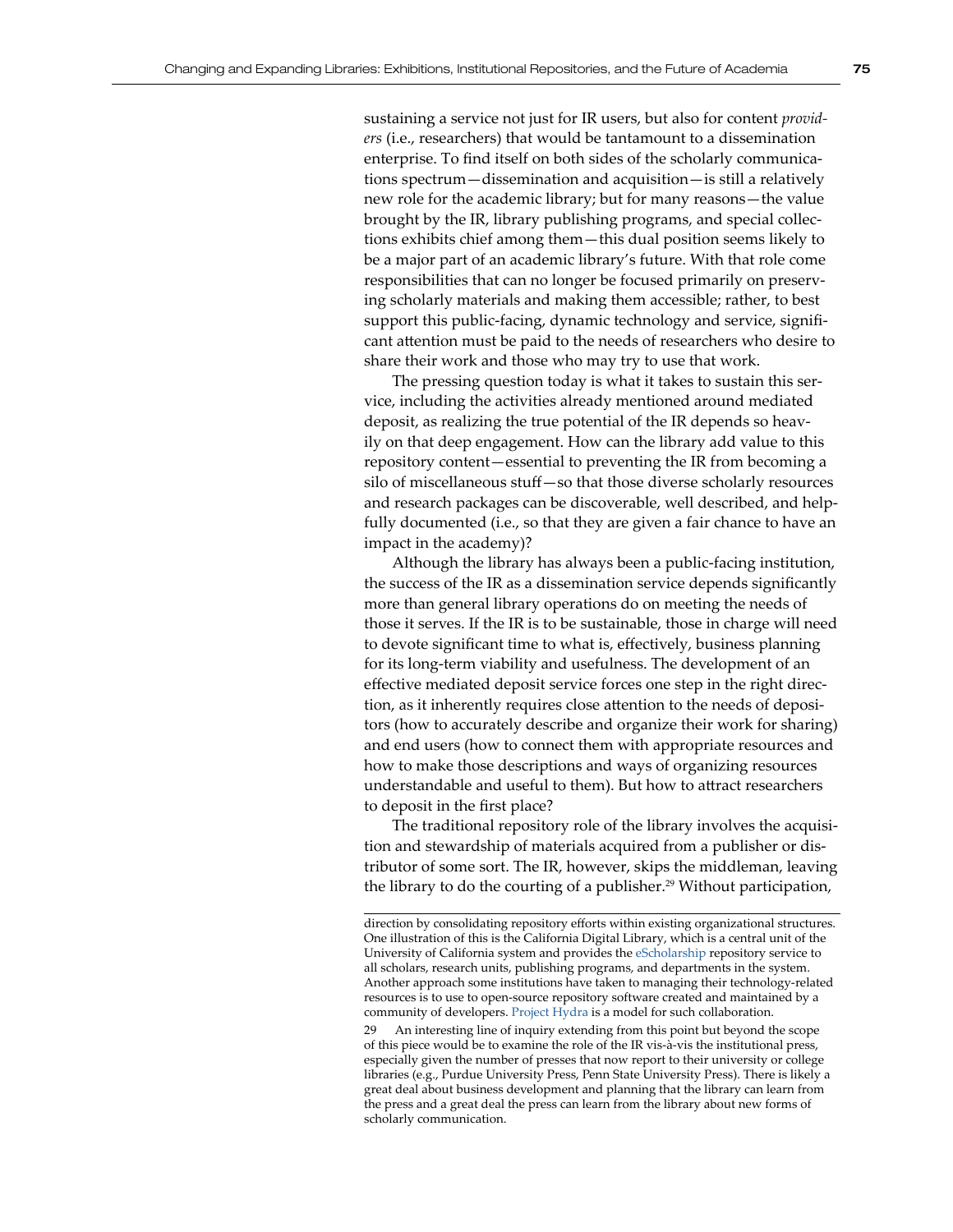sustaining a service not just for IR users, but also for content *providers* (i.e., researchers) that would be tantamount to a dissemination enterprise. To find itself on both sides of the scholarly communications spectrum—dissemination and acquisition—is still a relatively new role for the academic library; but for many reasons—the value brought by the IR, library publishing programs, and special collections exhibits chief among them—this dual position seems likely to be a major part of an academic library's future. With that role come responsibilities that can no longer be focused primarily on preserving scholarly materials and making them accessible; rather, to best support this public-facing, dynamic technology and service, significant attention must be paid to the needs of researchers who desire to share their work and those who may try to use that work.

The pressing question today is what it takes to sustain this service, including the activities already mentioned around mediated deposit, as realizing the true potential of the IR depends so heavily on that deep engagement. How can the library add value to this repository content—essential to preventing the IR from becoming a silo of miscellaneous stuff—so that those diverse scholarly resources and research packages can be discoverable, well described, and helpfully documented (i.e., so that they are given a fair chance to have an impact in the academy)?

Although the library has always been a public-facing institution, the success of the IR as a dissemination service depends significantly more than general library operations do on meeting the needs of those it serves. If the IR is to be sustainable, those in charge will need to devote significant time to what is, effectively, business planning for its long-term viability and usefulness. The development of an effective mediated deposit service forces one step in the right direction, as it inherently requires close attention to the needs of depositors (how to accurately describe and organize their work for sharing) and end users (how to connect them with appropriate resources and how to make those descriptions and ways of organizing resources understandable and useful to them). But how to attract researchers to deposit in the first place?

The traditional repository role of the library involves the acquisition and stewardship of materials acquired from a publisher or distributor of some sort. The IR, however, skips the middleman, leaving the library to do the courting of a publisher.[29] Without participation,

---

direction by consolidating repository efforts within existing organizational structures. One illustration of this is the California Digital Library, which is a central unit of the University of California system and provides the eScholarship repository service to all scholars, research units, publishing programs, and departments in the system. Another approach some institutions have taken to managing their technology-related resources is to use to open-source repository software created and maintained by a community of developers. Project Hydra is a model for such collaboration.

29 An interesting line of inquiry extending from this point but beyond the scope of this piece would be to examine the role of the IR vis-à-vis the institutional press, especially given the number of presses that now report to their university or college libraries (e.g., Purdue University Press, Penn State University Press). There is likely a great deal about business development and planning that the library can learn from the press and a great deal the press can learn from the library about new forms of scholarly communication.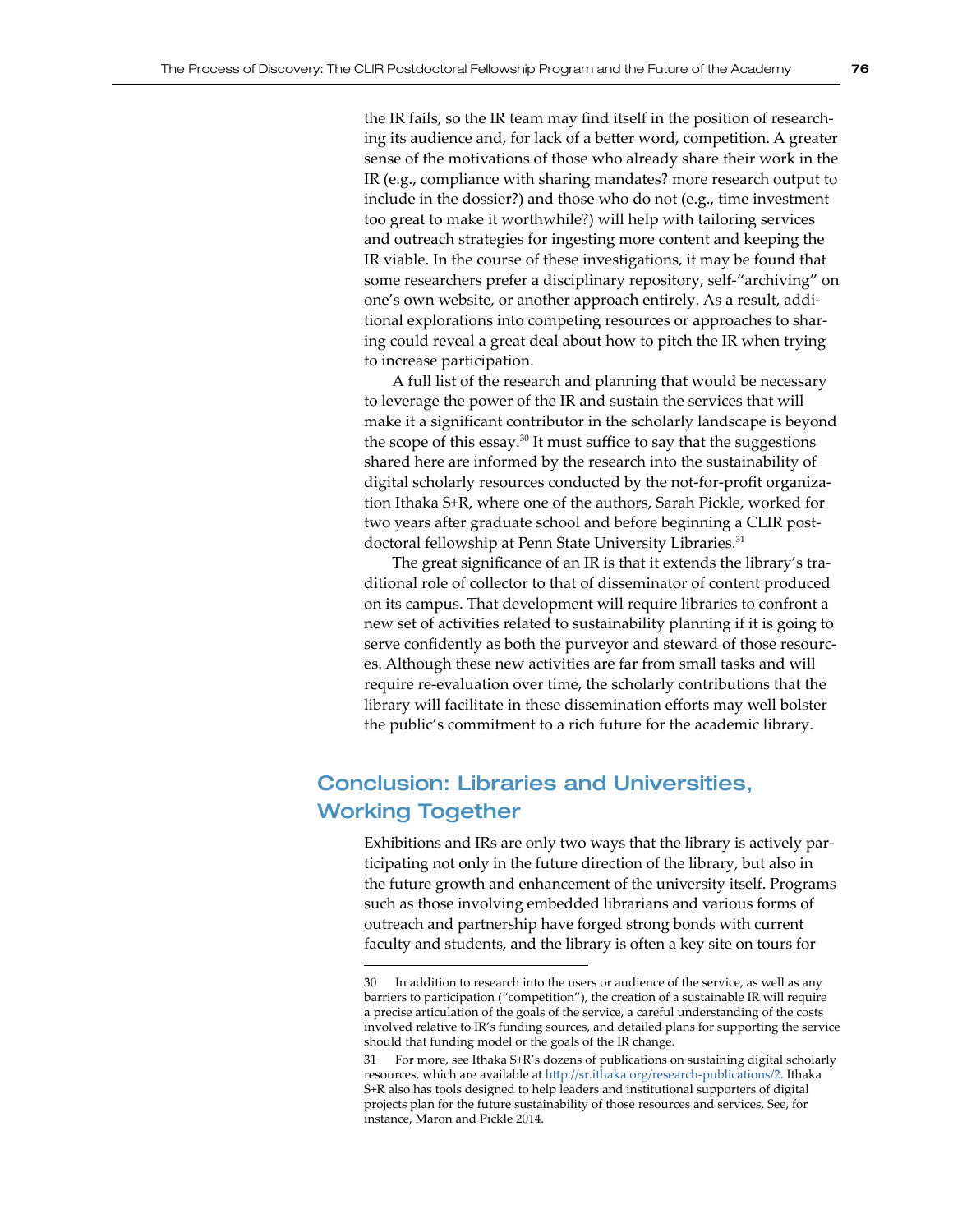the IR fails, so the IR team may find itself in the position of researching its audience and, for lack of a better word, competition. A greater sense of the motivations of those who already share their work in the IR (e.g., compliance with sharing mandates? more research output to include in the dossier?) and those who do not (e.g., time investment too great to make it worthwhile?) will help with tailoring services and outreach strategies for ingesting more content and keeping the IR viable. In the course of these investigations, it may be found that some researchers prefer a disciplinary repository, self-"archiving" on one's own website, or another approach entirely. As a result, additional explorations into competing resources or approaches to sharing could reveal a great deal about how to pitch the IR when trying to increase participation.

A full list of the research and planning that would be necessary to leverage the power of the IR and sustain the services that will make it a significant contributor in the scholarly landscape is beyond the scope of this essay.[30] It must suffice to say that the suggestions shared here are informed by the research into the sustainability of digital scholarly resources conducted by the not-for-profit organization Ithaka S+R, where one of the authors, Sarah Pickle, worked for two years after graduate school and before beginning a CLIR postdoctoral fellowship at Penn State University Libraries.[31]

The great significance of an IR is that it extends the library's traditional role of collector to that of disseminator of content produced on its campus. That development will require libraries to confront a new set of activities related to sustainability planning if it is going to serve confidently as both the purveyor and steward of those resources. Although these new activities are far from small tasks and will require re-evaluation over time, the scholarly contributions that the library will facilitate in these dissemination efforts may well bolster the public's commitment to a rich future for the academic library.

## Conclusion: Libraries and Universities, Working Together

Exhibitions and IRs are only two ways that the library is actively participating not only in the future direction of the library, but also in the future growth and enhancement of the university itself. Programs such as those involving embedded librarians and various forms of outreach and partnership have forged strong bonds with current faculty and students, and the library is often a key site on tours for

---

30 In addition to research into the users or audience of the service, as well as any barriers to participation ("competition"), the creation of a sustainable IR will require a precise articulation of the goals of the service, a careful understanding of the costs involved relative to IR's funding sources, and detailed plans for supporting the service should that funding model or the goals of the IR change.

31 For more, see Ithaka S+R's dozens of publications on sustaining digital scholarly resources, which are available at http://sr.ithaka.org/research-publications/2. Ithaka S+R also has tools designed to help leaders and institutional supporters of digital projects plan for the future sustainability of those resources and services. See, for instance, Maron and Pickle 2014.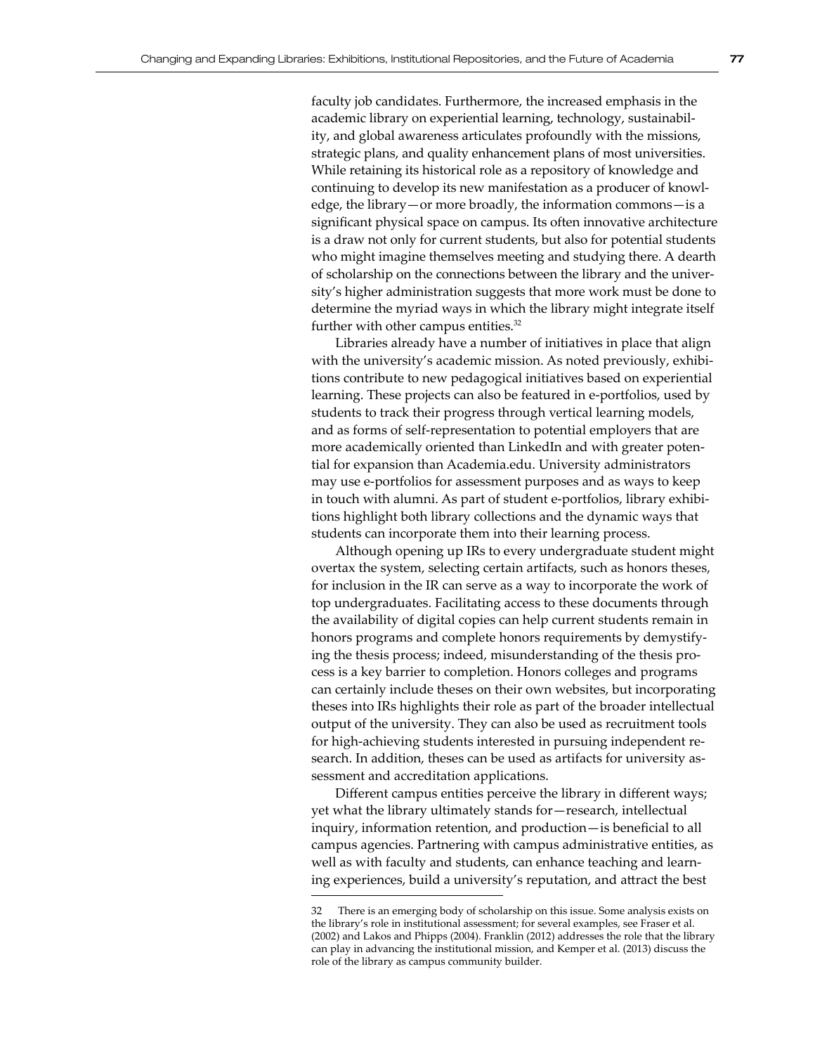faculty job candidates. Furthermore, the increased emphasis in the academic library on experiential learning, technology, sustainability, and global awareness articulates profoundly with the missions, strategic plans, and quality enhancement plans of most universities. While retaining its historical role as a repository of knowledge and continuing to develop its new manifestation as a producer of knowledge, the library—or more broadly, the information commons—is a significant physical space on campus. Its often innovative architecture is a draw not only for current students, but also for potential students who might imagine themselves meeting and studying there. A dearth of scholarship on the connections between the library and the university's higher administration suggests that more work must be done to determine the myriad ways in which the library might integrate itself further with other campus entities.[32]

Libraries already have a number of initiatives in place that align with the university's academic mission. As noted previously, exhibitions contribute to new pedagogical initiatives based on experiential learning. These projects can also be featured in e-portfolios, used by students to track their progress through vertical learning models, and as forms of self-representation to potential employers that are more academically oriented than LinkedIn and with greater potential for expansion than Academia.edu. University administrators may use e-portfolios for assessment purposes and as ways to keep in touch with alumni. As part of student e-portfolios, library exhibitions highlight both library collections and the dynamic ways that students can incorporate them into their learning process.

Although opening up IRs to every undergraduate student might overtax the system, selecting certain artifacts, such as honors theses, for inclusion in the IR can serve as a way to incorporate the work of top undergraduates. Facilitating access to these documents through the availability of digital copies can help current students remain in honors programs and complete honors requirements by demystifying the thesis process; indeed, misunderstanding of the thesis process is a key barrier to completion. Honors colleges and programs can certainly include theses on their own websites, but incorporating theses into IRs highlights their role as part of the broader intellectual output of the university. They can also be used as recruitment tools for high-achieving students interested in pursuing independent research. In addition, theses can be used as artifacts for university assessment and accreditation applications.

Different campus entities perceive the library in different ways; yet what the library ultimately stands for—research, intellectual inquiry, information retention, and production—is beneficial to all campus agencies. Partnering with campus administrative entities, as well as with faculty and students, can enhance teaching and learning experiences, build a university's reputation, and attract the best

---

32 There is an emerging body of scholarship on this issue. Some analysis exists on the library's role in institutional assessment; for several examples, see Fraser et al. (2002) and Lakos and Phipps (2004). Franklin (2012) addresses the role that the library can play in advancing the institutional mission, and Kemper et al. (2013) discuss the role of the library as campus community builder.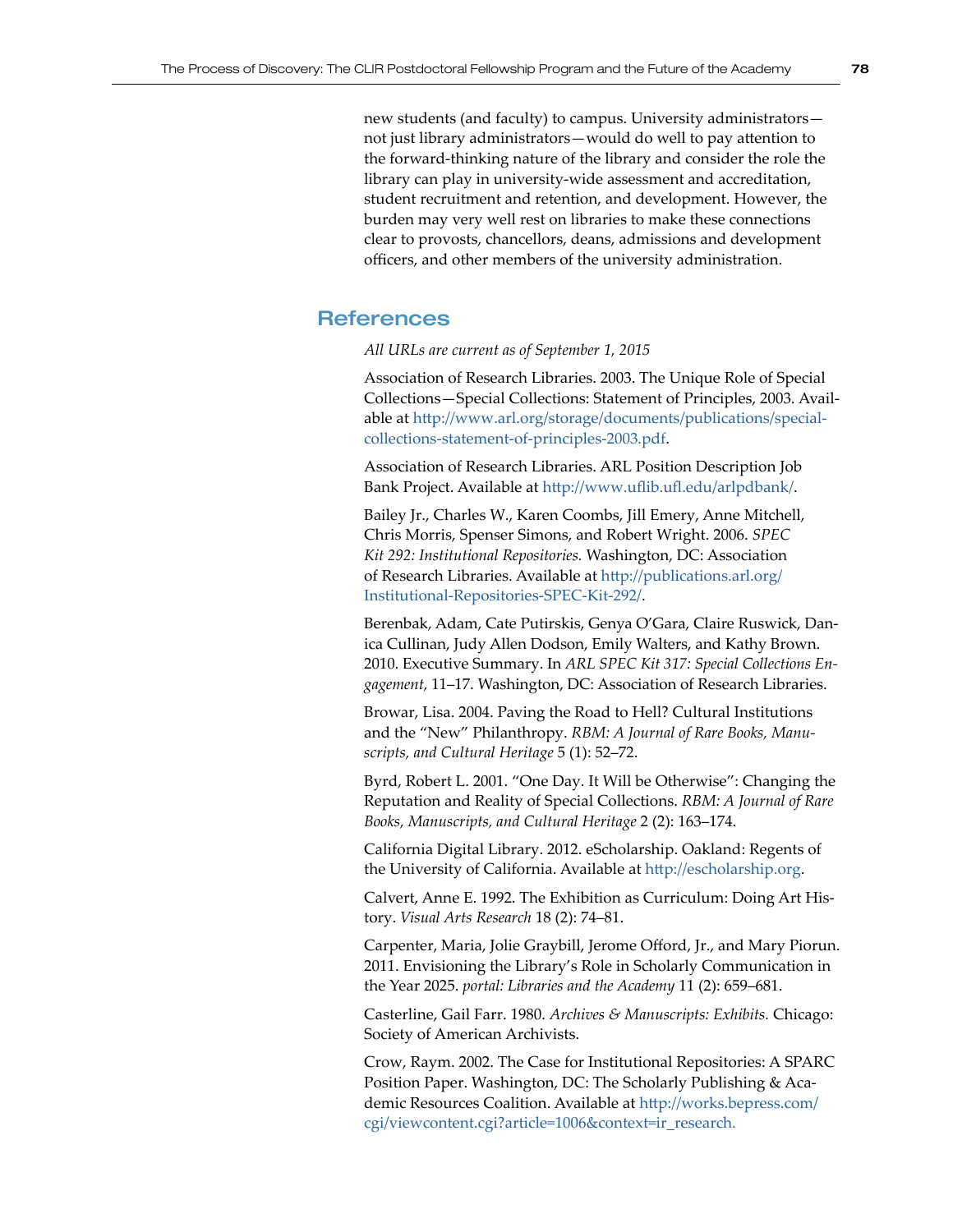new students (and faculty) to campus. University administrators—not just library administrators—would do well to pay attention to the forward-thinking nature of the library and consider the role the library can play in university-wide assessment and accreditation, student recruitment and retention, and development. However, the burden may very well rest on libraries to make these connections clear to provosts, chancellors, deans, admissions and development officers, and other members of the university administration.

## References

*All URLs are current as of September 1, 2015*

Association of Research Libraries. 2003. The Unique Role of Special Collections—Special Collections: Statement of Principles, 2003. Available at http://www.arl.org/storage/documents/publications/special-collections-statement-of-principles-2003.pdf.

Association of Research Libraries. ARL Position Description Job Bank Project. Available at http://www.uflib.ufl.edu/arlpdbank/.

Bailey Jr., Charles W., Karen Coombs, Jill Emery, Anne Mitchell, Chris Morris, Spenser Simons, and Robert Wright. 2006. *SPEC Kit 292: Institutional Repositories.* Washington, DC: Association of Research Libraries. Available at http://publications.arl.org/Institutional-Repositories-SPEC-Kit-292/.

Berenbak, Adam, Cate Putirskis, Genya O'Gara, Claire Ruswick, Danica Cullinan, Judy Allen Dodson, Emily Walters, and Kathy Brown. 2010. Executive Summary. In *ARL SPEC Kit 317: Special Collections Engagement,* 11–17. Washington, DC: Association of Research Libraries.

Browar, Lisa. 2004. Paving the Road to Hell? Cultural Institutions and the "New" Philanthropy. *RBM: A Journal of Rare Books, Manuscripts, and Cultural Heritage* 5 (1): 52–72.

Byrd, Robert L. 2001. "One Day. It Will be Otherwise": Changing the Reputation and Reality of Special Collections. *RBM: A Journal of Rare Books, Manuscripts, and Cultural Heritage* 2 (2): 163–174.

California Digital Library. 2012. eScholarship. Oakland: Regents of the University of California. Available at http://escholarship.org.

Calvert, Anne E. 1992. The Exhibition as Curriculum: Doing Art History. *Visual Arts Research* 18 (2): 74–81.

Carpenter, Maria, Jolie Graybill, Jerome Offord, Jr., and Mary Piorun. 2011. Envisioning the Library's Role in Scholarly Communication in the Year 2025. *portal: Libraries and the Academy* 11 (2): 659–681.

Casterline, Gail Farr. 1980. *Archives & Manuscripts: Exhibits.* Chicago: Society of American Archivists.

Crow, Raym. 2002. The Case for Institutional Repositories: A SPARC Position Paper. Washington, DC: The Scholarly Publishing & Academic Resources Coalition. Available at http://works.bepress.com/cgi/viewcontent.cgi?article=1006&context=ir_research.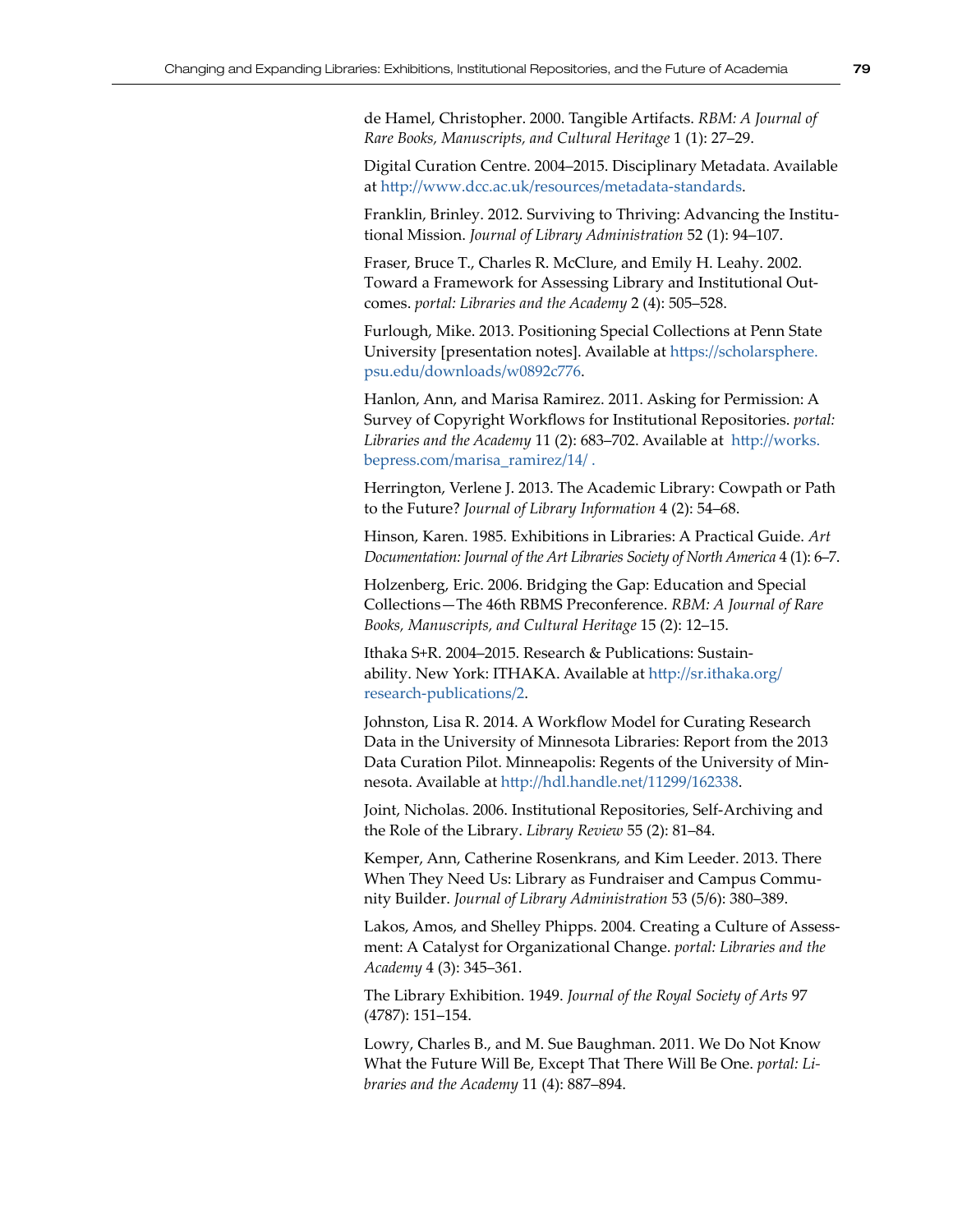de Hamel, Christopher. 2000. Tangible Artifacts. *RBM: A Journal of Rare Books, Manuscripts, and Cultural Heritage* 1 (1): 27–29.

Digital Curation Centre. 2004–2015. Disciplinary Metadata. Available at http://www.dcc.ac.uk/resources/metadata-standards.

Franklin, Brinley. 2012. Surviving to Thriving: Advancing the Institutional Mission. *Journal of Library Administration* 52 (1): 94–107.

Fraser, Bruce T., Charles R. McClure, and Emily H. Leahy. 2002. Toward a Framework for Assessing Library and Institutional Outcomes. *portal: Libraries and the Academy* 2 (4): 505–528.

Furlough, Mike. 2013. Positioning Special Collections at Penn State University [presentation notes]. Available at https://scholarsphere.psu.edu/downloads/w0892c776.

Hanlon, Ann, and Marisa Ramirez. 2011. Asking for Permission: A Survey of Copyright Workflows for Institutional Repositories. *portal: Libraries and the Academy* 11 (2): 683–702. Available at http://works.bepress.com/marisa_ramirez/14/ .

Herrington, Verlene J. 2013. The Academic Library: Cowpath or Path to the Future? *Journal of Library Information* 4 (2): 54–68.

Hinson, Karen. 1985. Exhibitions in Libraries: A Practical Guide. *Art Documentation: Journal of the Art Libraries Society of North America* 4 (1): 6–7.

Holzenberg, Eric. 2006. Bridging the Gap: Education and Special Collections—The 46th RBMS Preconference. *RBM: A Journal of Rare Books, Manuscripts, and Cultural Heritage* 15 (2): 12–15.

Ithaka S+R. 2004–2015. Research & Publications: Sustainability. New York: ITHAKA. Available at http://sr.ithaka.org/research-publications/2.

Johnston, Lisa R. 2014. A Workflow Model for Curating Research Data in the University of Minnesota Libraries: Report from the 2013 Data Curation Pilot. Minneapolis: Regents of the University of Minnesota. Available at http://hdl.handle.net/11299/162338.

Joint, Nicholas. 2006. Institutional Repositories, Self-Archiving and the Role of the Library. *Library Review* 55 (2): 81–84.

Kemper, Ann, Catherine Rosenkrans, and Kim Leeder. 2013. There When They Need Us: Library as Fundraiser and Campus Community Builder. *Journal of Library Administration* 53 (5/6): 380–389.

Lakos, Amos, and Shelley Phipps. 2004. Creating a Culture of Assessment: A Catalyst for Organizational Change. *portal: Libraries and the Academy* 4 (3): 345–361.

The Library Exhibition. 1949. *Journal of the Royal Society of Arts* 97 (4787): 151–154.

Lowry, Charles B., and M. Sue Baughman. 2011. We Do Not Know What the Future Will Be, Except That There Will Be One. *portal: Libraries and the Academy* 11 (4): 887–894.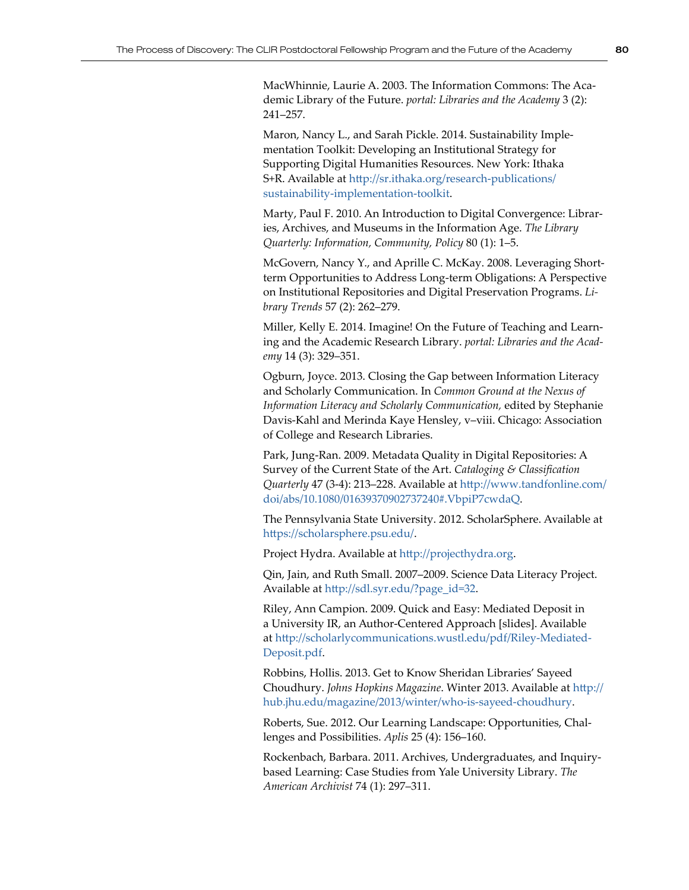MacWhinnie, Laurie A. 2003. The Information Commons: The Academic Library of the Future. *portal: Libraries and the Academy* 3 (2): 241–257.

Maron, Nancy L., and Sarah Pickle. 2014. Sustainability Implementation Toolkit: Developing an Institutional Strategy for Supporting Digital Humanities Resources. New York: Ithaka S+R. Available at http://sr.ithaka.org/research-publications/sustainability-implementation-toolkit.

Marty, Paul F. 2010. An Introduction to Digital Convergence: Libraries, Archives, and Museums in the Information Age. *The Library Quarterly: Information, Community, Policy* 80 (1): 1–5.

McGovern, Nancy Y., and Aprille C. McKay. 2008. Leveraging Short-term Opportunities to Address Long-term Obligations: A Perspective on Institutional Repositories and Digital Preservation Programs. *Library Trends* 57 (2): 262–279.

Miller, Kelly E. 2014. Imagine! On the Future of Teaching and Learning and the Academic Research Library. *portal: Libraries and the Academy* 14 (3): 329–351.

Ogburn, Joyce. 2013. Closing the Gap between Information Literacy and Scholarly Communication. In *Common Ground at the Nexus of Information Literacy and Scholarly Communication,* edited by Stephanie Davis-Kahl and Merinda Kaye Hensley, v–viii. Chicago: Association of College and Research Libraries.

Park, Jung-Ran. 2009. Metadata Quality in Digital Repositories: A Survey of the Current State of the Art. *Cataloging & Classification Quarterly* 47 (3-4): 213–228. Available at http://www.tandfonline.com/doi/abs/10.1080/01639370902737240#.VbpiP7cwdaQ.

The Pennsylvania State University. 2012. ScholarSphere. Available at https://scholarsphere.psu.edu/.

Project Hydra. Available at http://projecthydra.org.

Qin, Jain, and Ruth Small. 2007–2009. Science Data Literacy Project. Available at http://sdl.syr.edu/?page_id=32.

Riley, Ann Campion. 2009. Quick and Easy: Mediated Deposit in a University IR, an Author-Centered Approach [slides]. Available at http://scholarlycommunications.wustl.edu/pdf/Riley-Mediated-Deposit.pdf.

Robbins, Hollis. 2013. Get to Know Sheridan Libraries' Sayeed Choudhury. *Johns Hopkins Magazine*. Winter 2013. Available at http://hub.jhu.edu/magazine/2013/winter/who-is-sayeed-choudhury.

Roberts, Sue. 2012. Our Learning Landscape: Opportunities, Challenges and Possibilities. *Aplis* 25 (4): 156–160.

Rockenbach, Barbara. 2011. Archives, Undergraduates, and Inquiry-based Learning: Case Studies from Yale University Library. *The American Archivist* 74 (1): 297–311.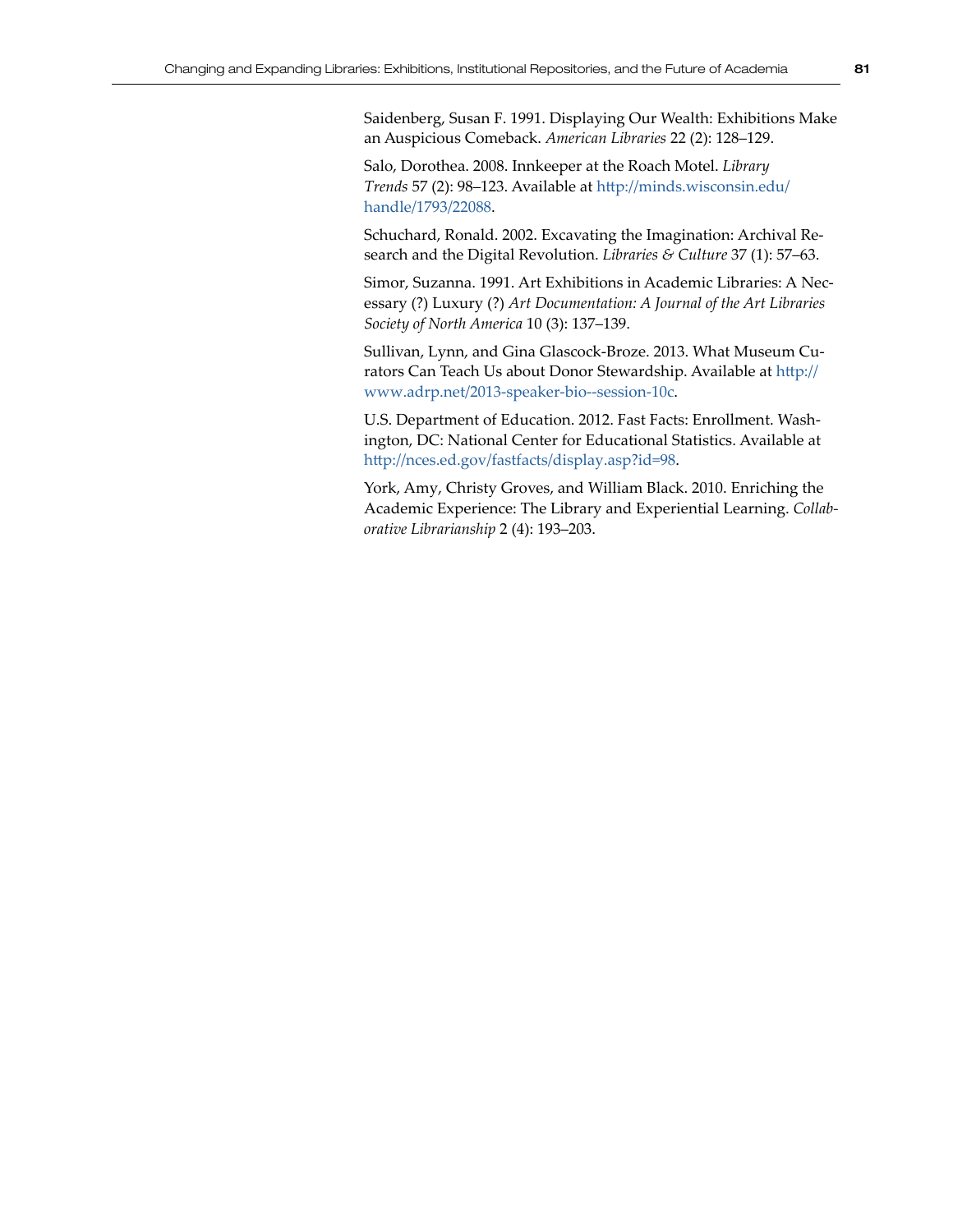Saidenberg, Susan F. 1991. Displaying Our Wealth: Exhibitions Make an Auspicious Comeback. *American Libraries* 22 (2): 128–129.

Salo, Dorothea. 2008. Innkeeper at the Roach Motel. *Library Trends* 57 (2): 98–123. Available at http://minds.wisconsin.edu/handle/1793/22088.

Schuchard, Ronald. 2002. Excavating the Imagination: Archival Research and the Digital Revolution. *Libraries & Culture* 37 (1): 57–63.

Simor, Suzanna. 1991. Art Exhibitions in Academic Libraries: A Necessary (?) Luxury (?) *Art Documentation: A Journal of the Art Libraries Society of North America* 10 (3): 137–139.

Sullivan, Lynn, and Gina Glascock-Broze. 2013. What Museum Curators Can Teach Us about Donor Stewardship. Available at http://www.adrp.net/2013-speaker-bio--session-10c.

U.S. Department of Education. 2012. Fast Facts: Enrollment. Washington, DC: National Center for Educational Statistics. Available at http://nces.ed.gov/fastfacts/display.asp?id=98.

York, Amy, Christy Groves, and William Black. 2010. Enriching the Academic Experience: The Library and Experiential Learning. *Collaborative Librarianship* 2 (4): 193–203.